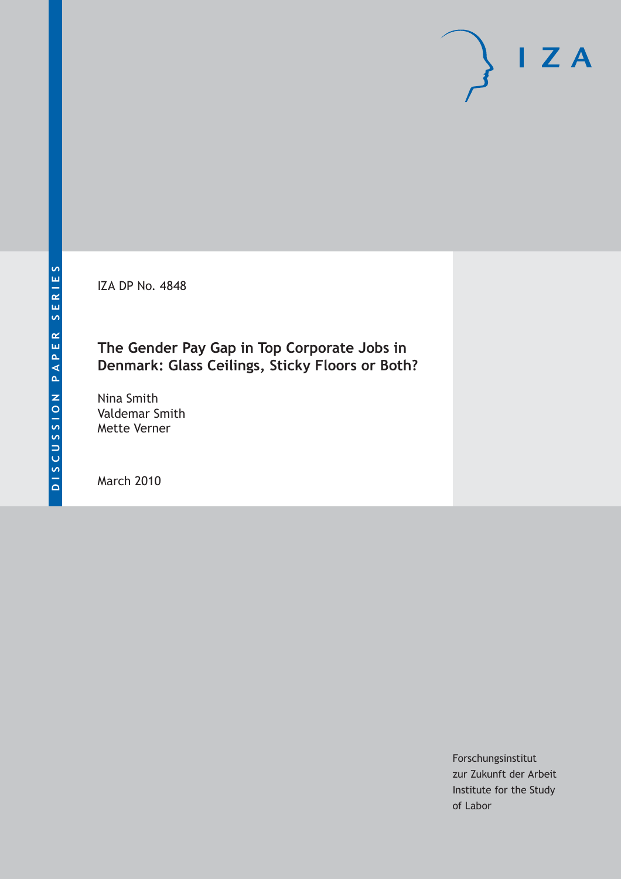IZA

DISCUSSION PAPER SERIES

IZA DP No. 4848

# The Gender Pay Gap in Top Corporate Jobs in Denmark: Glass Ceilings, Sticky Floors or Both?

Nina Smith
Valdemar Smith
Mette Verner

March 2010

Forschungsinstitut
zur Zukunft der Arbeit
Institute for the Study
of Labor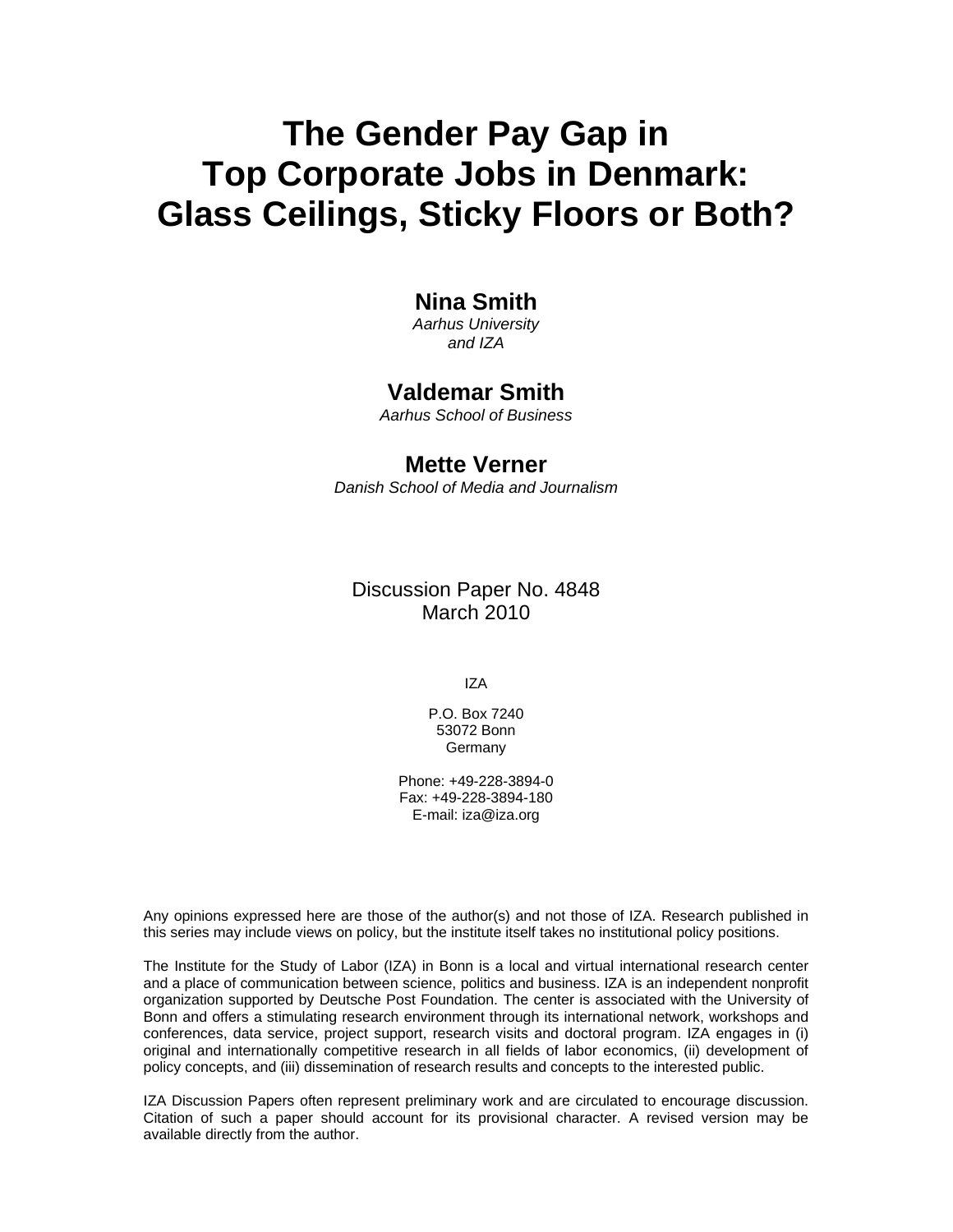# The Gender Pay Gap in Top Corporate Jobs in Denmark: Glass Ceilings, Sticky Floors or Both?

**Nina Smith**
*Aarhus University and IZA*

**Valdemar Smith**
*Aarhus School of Business*

**Mette Verner**
*Danish School of Media and Journalism*

Discussion Paper No. 4848
March 2010

IZA

P.O. Box 7240
53072 Bonn
Germany

Phone: +49-228-3894-0
Fax: +49-228-3894-180
E-mail: iza@iza.org

Any opinions expressed here are those of the author(s) and not those of IZA. Research published in this series may include views on policy, but the institute itself takes no institutional policy positions.

The Institute for the Study of Labor (IZA) in Bonn is a local and virtual international research center and a place of communication between science, politics and business. IZA is an independent nonprofit organization supported by Deutsche Post Foundation. The center is associated with the University of Bonn and offers a stimulating research environment through its international network, workshops and conferences, data service, project support, research visits and doctoral program. IZA engages in (i) original and internationally competitive research in all fields of labor economics, (ii) development of policy concepts, and (iii) dissemination of research results and concepts to the interested public.

IZA Discussion Papers often represent preliminary work and are circulated to encourage discussion. Citation of such a paper should account for its provisional character. A revised version may be available directly from the author.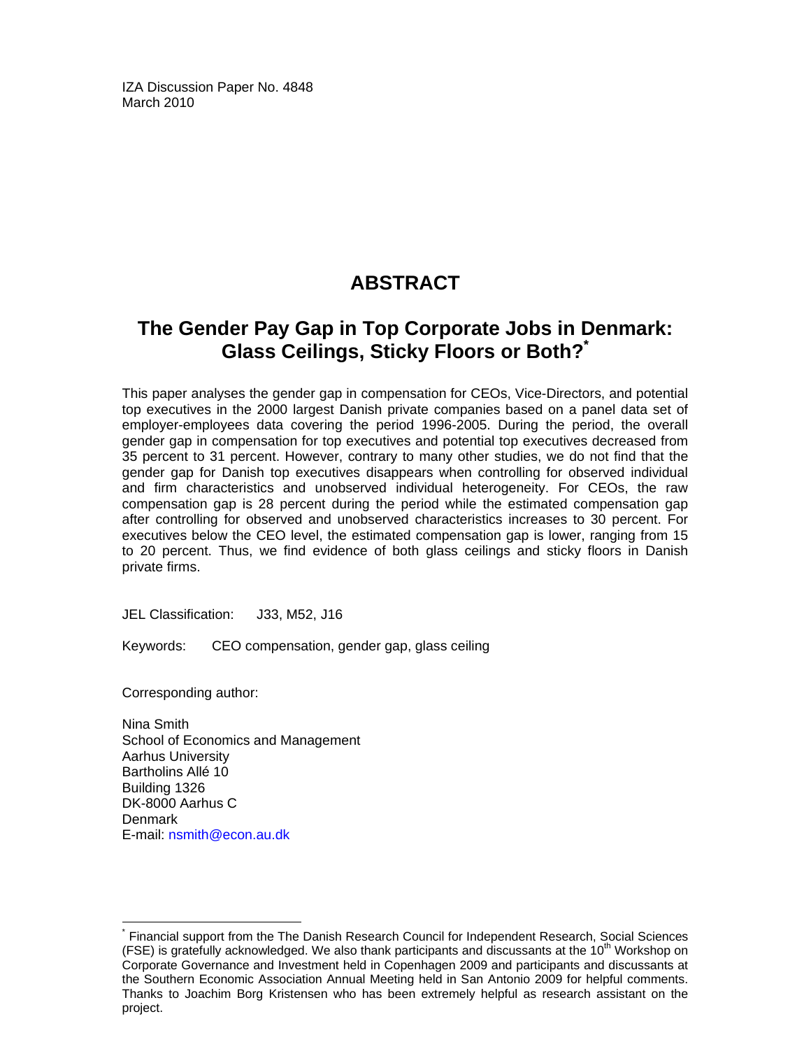IZA Discussion Paper No. 4848
March 2010

# ABSTRACT

## The Gender Pay Gap in Top Corporate Jobs in Denmark: Glass Ceilings, Sticky Floors or Both?*

This paper analyses the gender gap in compensation for CEOs, Vice-Directors, and potential top executives in the 2000 largest Danish private companies based on a panel data set of employer-employees data covering the period 1996-2005. During the period, the overall gender gap in compensation for top executives and potential top executives decreased from 35 percent to 31 percent. However, contrary to many other studies, we do not find that the gender gap for Danish top executives disappears when controlling for observed individual and firm characteristics and unobserved individual heterogeneity. For CEOs, the raw compensation gap is 28 percent during the period while the estimated compensation gap after controlling for observed and unobserved characteristics increases to 30 percent. For executives below the CEO level, the estimated compensation gap is lower, ranging from 15 to 20 percent. Thus, we find evidence of both glass ceilings and sticky floors in Danish private firms.

JEL Classification: J33, M52, J16

Keywords: CEO compensation, gender gap, glass ceiling

Corresponding author:

Nina Smith
School of Economics and Management
Aarhus University
Bartholins Allé 10
Building 1326
DK-8000 Aarhus C
Denmark
E-mail: nsmith@econ.au.dk

* Financial support from the The Danish Research Council for Independent Research, Social Sciences (FSE) is gratefully acknowledged. We also thank participants and discussants at the 10th Workshop on Corporate Governance and Investment held in Copenhagen 2009 and participants and discussants at the Southern Economic Association Annual Meeting held in San Antonio 2009 for helpful comments. Thanks to Joachim Borg Kristensen who has been extremely helpful as research assistant on the project.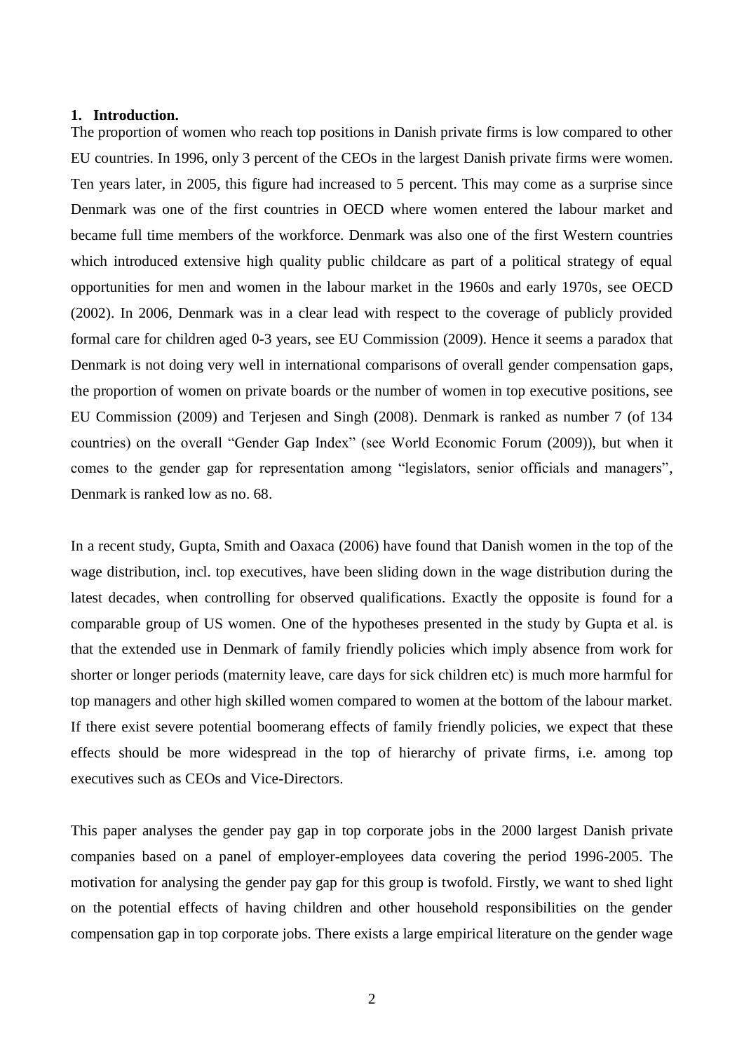## 1. Introduction.

The proportion of women who reach top positions in Danish private firms is low compared to other EU countries. In 1996, only 3 percent of the CEOs in the largest Danish private firms were women. Ten years later, in 2005, this figure had increased to 5 percent. This may come as a surprise since Denmark was one of the first countries in OECD where women entered the labour market and became full time members of the workforce. Denmark was also one of the first Western countries which introduced extensive high quality public childcare as part of a political strategy of equal opportunities for men and women in the labour market in the 1960s and early 1970s, see OECD (2002). In 2006, Denmark was in a clear lead with respect to the coverage of publicly provided formal care for children aged 0-3 years, see EU Commission (2009). Hence it seems a paradox that Denmark is not doing very well in international comparisons of overall gender compensation gaps, the proportion of women on private boards or the number of women in top executive positions, see EU Commission (2009) and Terjesen and Singh (2008). Denmark is ranked as number 7 (of 134 countries) on the overall "Gender Gap Index" (see World Economic Forum (2009)), but when it comes to the gender gap for representation among "legislators, senior officials and managers", Denmark is ranked low as no. 68.

In a recent study, Gupta, Smith and Oaxaca (2006) have found that Danish women in the top of the wage distribution, incl. top executives, have been sliding down in the wage distribution during the latest decades, when controlling for observed qualifications. Exactly the opposite is found for a comparable group of US women. One of the hypotheses presented in the study by Gupta et al. is that the extended use in Denmark of family friendly policies which imply absence from work for shorter or longer periods (maternity leave, care days for sick children etc) is much more harmful for top managers and other high skilled women compared to women at the bottom of the labour market. If there exist severe potential boomerang effects of family friendly policies, we expect that these effects should be more widespread in the top of hierarchy of private firms, i.e. among top executives such as CEOs and Vice-Directors.

This paper analyses the gender pay gap in top corporate jobs in the 2000 largest Danish private companies based on a panel of employer-employees data covering the period 1996-2005. The motivation for analysing the gender pay gap for this group is twofold. Firstly, we want to shed light on the potential effects of having children and other household responsibilities on the gender compensation gap in top corporate jobs. There exists a large empirical literature on the gender wage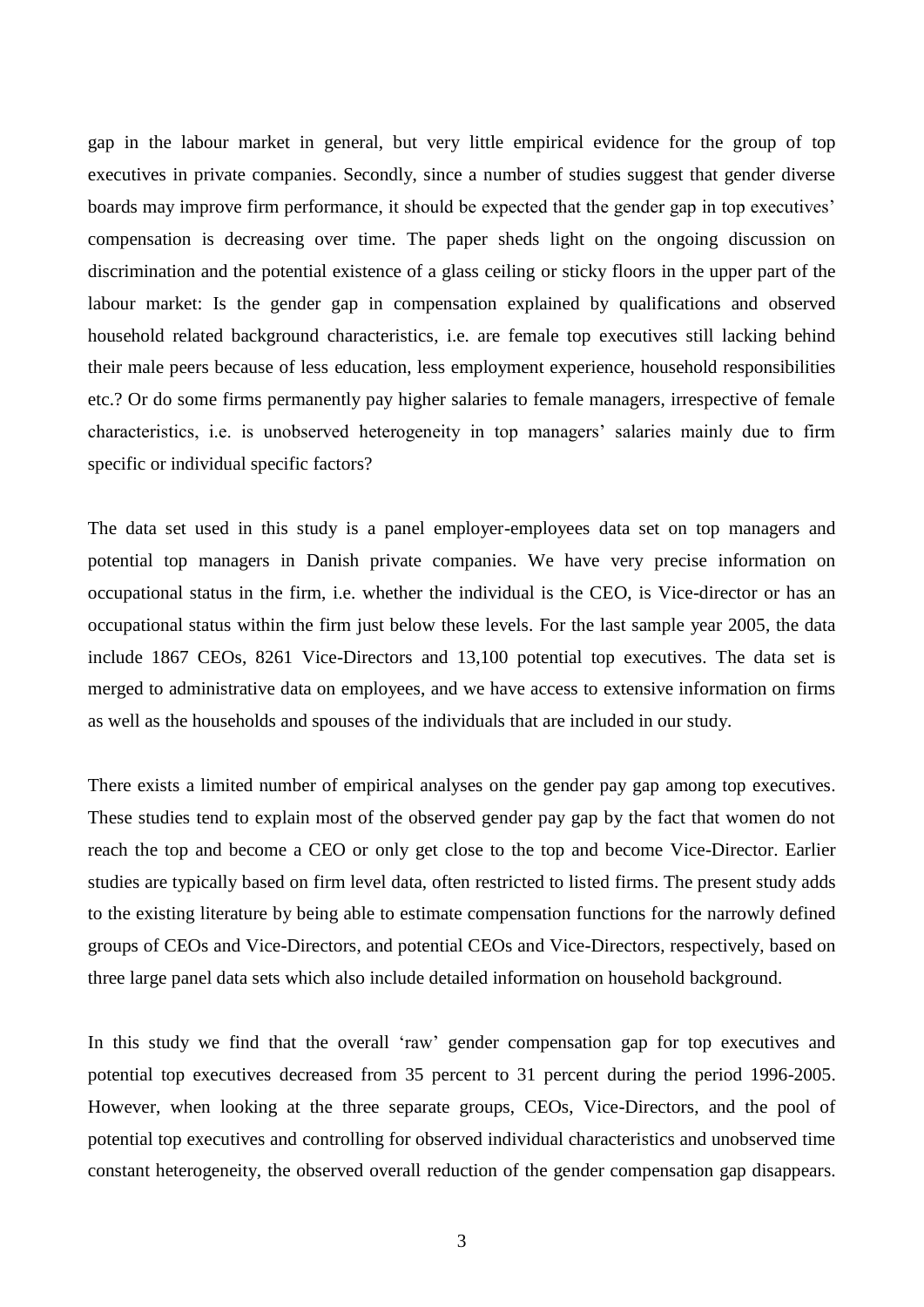gap in the labour market in general, but very little empirical evidence for the group of top executives in private companies. Secondly, since a number of studies suggest that gender diverse boards may improve firm performance, it should be expected that the gender gap in top executives' compensation is decreasing over time. The paper sheds light on the ongoing discussion on discrimination and the potential existence of a glass ceiling or sticky floors in the upper part of the labour market: Is the gender gap in compensation explained by qualifications and observed household related background characteristics, i.e. are female top executives still lacking behind their male peers because of less education, less employment experience, household responsibilities etc.? Or do some firms permanently pay higher salaries to female managers, irrespective of female characteristics, i.e. is unobserved heterogeneity in top managers' salaries mainly due to firm specific or individual specific factors?

The data set used in this study is a panel employer-employees data set on top managers and potential top managers in Danish private companies. We have very precise information on occupational status in the firm, i.e. whether the individual is the CEO, is Vice-director or has an occupational status within the firm just below these levels. For the last sample year 2005, the data include 1867 CEOs, 8261 Vice-Directors and 13,100 potential top executives. The data set is merged to administrative data on employees, and we have access to extensive information on firms as well as the households and spouses of the individuals that are included in our study.

There exists a limited number of empirical analyses on the gender pay gap among top executives. These studies tend to explain most of the observed gender pay gap by the fact that women do not reach the top and become a CEO or only get close to the top and become Vice-Director. Earlier studies are typically based on firm level data, often restricted to listed firms. The present study adds to the existing literature by being able to estimate compensation functions for the narrowly defined groups of CEOs and Vice-Directors, and potential CEOs and Vice-Directors, respectively, based on three large panel data sets which also include detailed information on household background.

In this study we find that the overall 'raw' gender compensation gap for top executives and potential top executives decreased from 35 percent to 31 percent during the period 1996-2005. However, when looking at the three separate groups, CEOs, Vice-Directors, and the pool of potential top executives and controlling for observed individual characteristics and unobserved time constant heterogeneity, the observed overall reduction of the gender compensation gap disappears.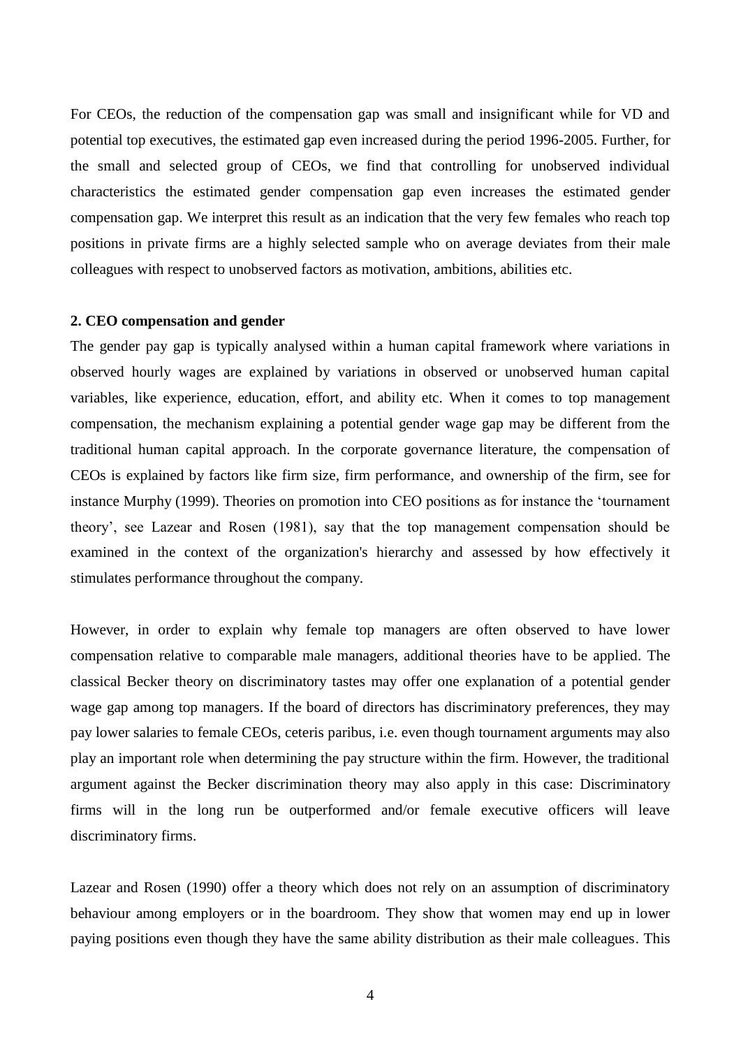For CEOs, the reduction of the compensation gap was small and insignificant while for VD and potential top executives, the estimated gap even increased during the period 1996-2005. Further, for the small and selected group of CEOs, we find that controlling for unobserved individual characteristics the estimated gender compensation gap even increases the estimated gender compensation gap. We interpret this result as an indication that the very few females who reach top positions in private firms are a highly selected sample who on average deviates from their male colleagues with respect to unobserved factors as motivation, ambitions, abilities etc.

## 2. CEO compensation and gender

The gender pay gap is typically analysed within a human capital framework where variations in observed hourly wages are explained by variations in observed or unobserved human capital variables, like experience, education, effort, and ability etc. When it comes to top management compensation, the mechanism explaining a potential gender wage gap may be different from the traditional human capital approach. In the corporate governance literature, the compensation of CEOs is explained by factors like firm size, firm performance, and ownership of the firm, see for instance Murphy (1999). Theories on promotion into CEO positions as for instance the 'tournament theory', see Lazear and Rosen (1981), say that the top management compensation should be examined in the context of the organization's hierarchy and assessed by how effectively it stimulates performance throughout the company.

However, in order to explain why female top managers are often observed to have lower compensation relative to comparable male managers, additional theories have to be applied. The classical Becker theory on discriminatory tastes may offer one explanation of a potential gender wage gap among top managers. If the board of directors has discriminatory preferences, they may pay lower salaries to female CEOs, ceteris paribus, i.e. even though tournament arguments may also play an important role when determining the pay structure within the firm. However, the traditional argument against the Becker discrimination theory may also apply in this case: Discriminatory firms will in the long run be outperformed and/or female executive officers will leave discriminatory firms.

Lazear and Rosen (1990) offer a theory which does not rely on an assumption of discriminatory behaviour among employers or in the boardroom. They show that women may end up in lower paying positions even though they have the same ability distribution as their male colleagues. This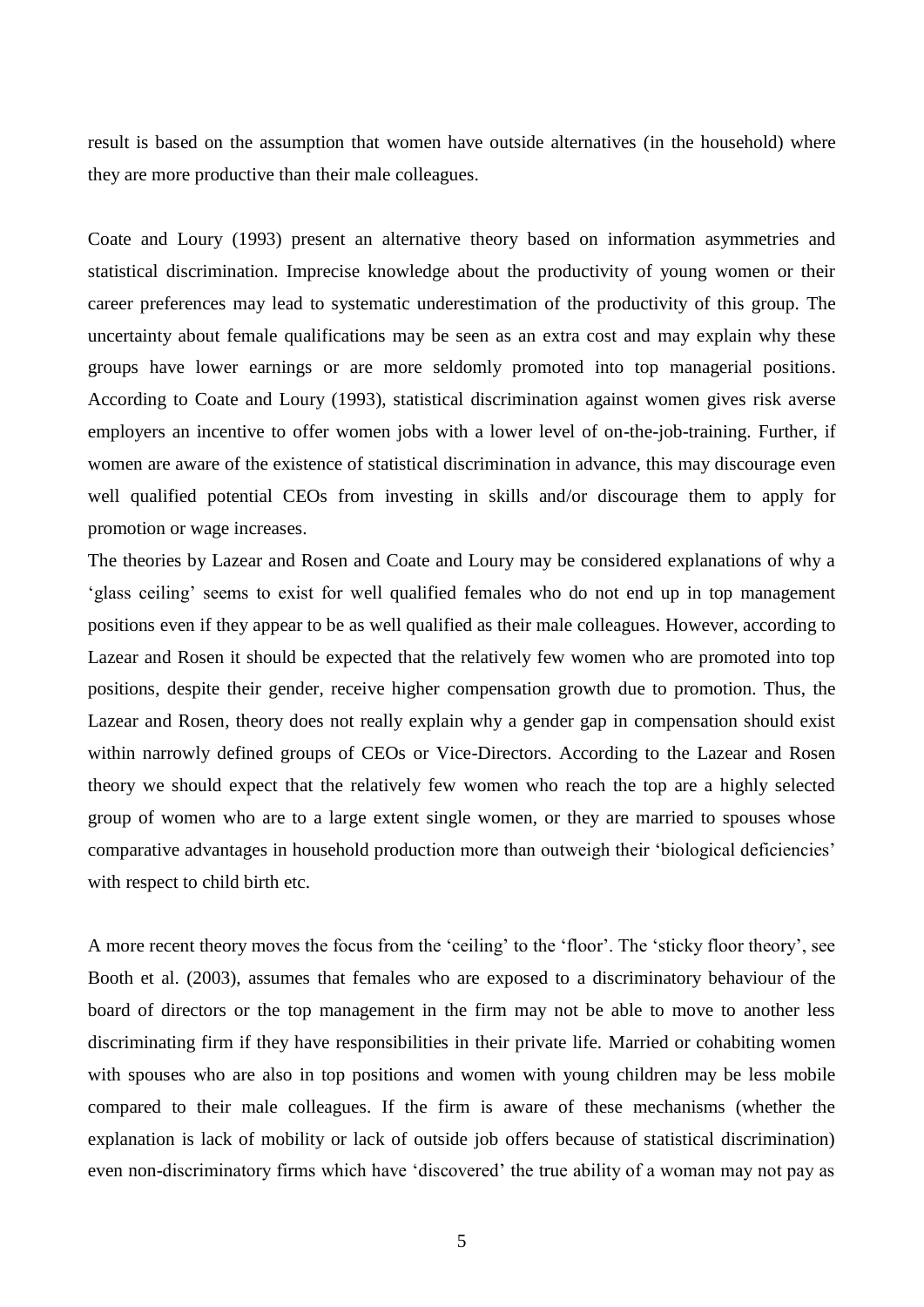result is based on the assumption that women have outside alternatives (in the household) where they are more productive than their male colleagues.

Coate and Loury (1993) present an alternative theory based on information asymmetries and statistical discrimination. Imprecise knowledge about the productivity of young women or their career preferences may lead to systematic underestimation of the productivity of this group. The uncertainty about female qualifications may be seen as an extra cost and may explain why these groups have lower earnings or are more seldomly promoted into top managerial positions. According to Coate and Loury (1993), statistical discrimination against women gives risk averse employers an incentive to offer women jobs with a lower level of on-the-job-training. Further, if women are aware of the existence of statistical discrimination in advance, this may discourage even well qualified potential CEOs from investing in skills and/or discourage them to apply for promotion or wage increases.

The theories by Lazear and Rosen and Coate and Loury may be considered explanations of why a 'glass ceiling' seems to exist for well qualified females who do not end up in top management positions even if they appear to be as well qualified as their male colleagues. However, according to Lazear and Rosen it should be expected that the relatively few women who are promoted into top positions, despite their gender, receive higher compensation growth due to promotion. Thus, the Lazear and Rosen, theory does not really explain why a gender gap in compensation should exist within narrowly defined groups of CEOs or Vice-Directors. According to the Lazear and Rosen theory we should expect that the relatively few women who reach the top are a highly selected group of women who are to a large extent single women, or they are married to spouses whose comparative advantages in household production more than outweigh their 'biological deficiencies' with respect to child birth etc.

A more recent theory moves the focus from the 'ceiling' to the 'floor'. The 'sticky floor theory', see Booth et al. (2003), assumes that females who are exposed to a discriminatory behaviour of the board of directors or the top management in the firm may not be able to move to another less discriminating firm if they have responsibilities in their private life. Married or cohabiting women with spouses who are also in top positions and women with young children may be less mobile compared to their male colleagues. If the firm is aware of these mechanisms (whether the explanation is lack of mobility or lack of outside job offers because of statistical discrimination) even non-discriminatory firms which have 'discovered' the true ability of a woman may not pay as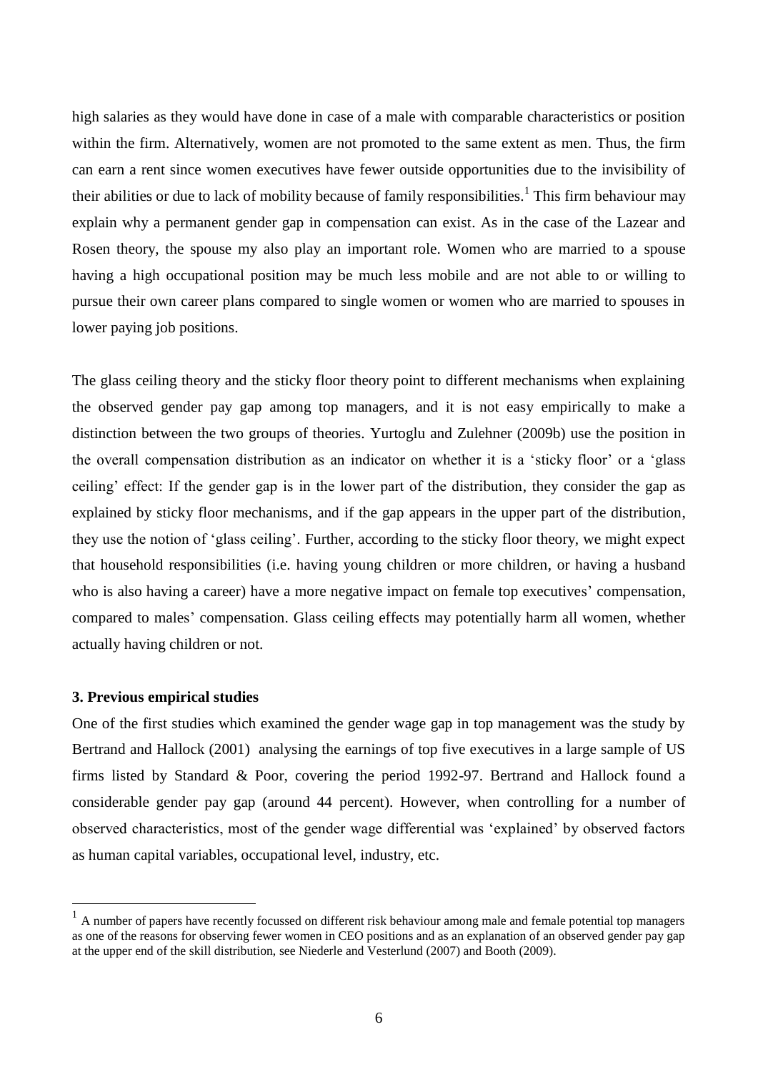high salaries as they would have done in case of a male with comparable characteristics or position within the firm. Alternatively, women are not promoted to the same extent as men. Thus, the firm can earn a rent since women executives have fewer outside opportunities due to the invisibility of their abilities or due to lack of mobility because of family responsibilities.[1] This firm behaviour may explain why a permanent gender gap in compensation can exist. As in the case of the Lazear and Rosen theory, the spouse my also play an important role. Women who are married to a spouse having a high occupational position may be much less mobile and are not able to or willing to pursue their own career plans compared to single women or women who are married to spouses in lower paying job positions.

The glass ceiling theory and the sticky floor theory point to different mechanisms when explaining the observed gender pay gap among top managers, and it is not easy empirically to make a distinction between the two groups of theories. Yurtoglu and Zulehner (2009b) use the position in the overall compensation distribution as an indicator on whether it is a 'sticky floor' or a 'glass ceiling' effect: If the gender gap is in the lower part of the distribution, they consider the gap as explained by sticky floor mechanisms, and if the gap appears in the upper part of the distribution, they use the notion of 'glass ceiling'. Further, according to the sticky floor theory, we might expect that household responsibilities (i.e. having young children or more children, or having a husband who is also having a career) have a more negative impact on female top executives' compensation, compared to males' compensation. Glass ceiling effects may potentially harm all women, whether actually having children or not.

### 3. Previous empirical studies

One of the first studies which examined the gender wage gap in top management was the study by Bertrand and Hallock (2001) analysing the earnings of top five executives in a large sample of US firms listed by Standard & Poor, covering the period 1992-97. Bertrand and Hallock found a considerable gender pay gap (around 44 percent). However, when controlling for a number of observed characteristics, most of the gender wage differential was 'explained' by observed factors as human capital variables, occupational level, industry, etc.

[1] A number of papers have recently focussed on different risk behaviour among male and female potential top managers as one of the reasons for observing fewer women in CEO positions and as an explanation of an observed gender pay gap at the upper end of the skill distribution, see Niederle and Vesterlund (2007) and Booth (2009).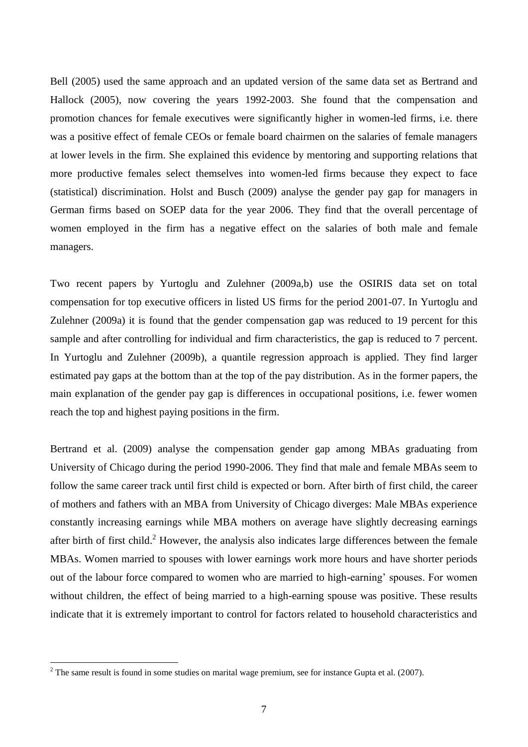Bell (2005) used the same approach and an updated version of the same data set as Bertrand and Hallock (2005), now covering the years 1992-2003. She found that the compensation and promotion chances for female executives were significantly higher in women-led firms, i.e. there was a positive effect of female CEOs or female board chairmen on the salaries of female managers at lower levels in the firm. She explained this evidence by mentoring and supporting relations that more productive females select themselves into women-led firms because they expect to face (statistical) discrimination. Holst and Busch (2009) analyse the gender pay gap for managers in German firms based on SOEP data for the year 2006. They find that the overall percentage of women employed in the firm has a negative effect on the salaries of both male and female managers.

Two recent papers by Yurtoglu and Zulehner (2009a,b) use the OSIRIS data set on total compensation for top executive officers in listed US firms for the period 2001-07. In Yurtoglu and Zulehner (2009a) it is found that the gender compensation gap was reduced to 19 percent for this sample and after controlling for individual and firm characteristics, the gap is reduced to 7 percent. In Yurtoglu and Zulehner (2009b), a quantile regression approach is applied. They find larger estimated pay gaps at the bottom than at the top of the pay distribution. As in the former papers, the main explanation of the gender pay gap is differences in occupational positions, i.e. fewer women reach the top and highest paying positions in the firm.

Bertrand et al. (2009) analyse the compensation gender gap among MBAs graduating from University of Chicago during the period 1990-2006. They find that male and female MBAs seem to follow the same career track until first child is expected or born. After birth of first child, the career of mothers and fathers with an MBA from University of Chicago diverges: Male MBAs experience constantly increasing earnings while MBA mothers on average have slightly decreasing earnings after birth of first child.[2] However, the analysis also indicates large differences between the female MBAs. Women married to spouses with lower earnings work more hours and have shorter periods out of the labour force compared to women who are married to high-earning' spouses. For women without children, the effect of being married to a high-earning spouse was positive. These results indicate that it is extremely important to control for factors related to household characteristics and

[2] The same result is found in some studies on marital wage premium, see for instance Gupta et al. (2007).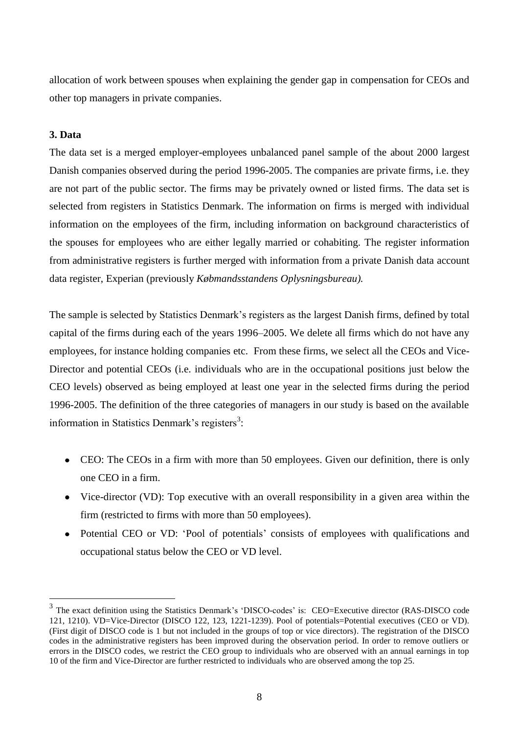allocation of work between spouses when explaining the gender gap in compensation for CEOs and other top managers in private companies.

## 3. Data

The data set is a merged employer-employees unbalanced panel sample of the about 2000 largest Danish companies observed during the period 1996-2005. The companies are private firms, i.e. they are not part of the public sector. The firms may be privately owned or listed firms. The data set is selected from registers in Statistics Denmark. The information on firms is merged with individual information on the employees of the firm, including information on background characteristics of the spouses for employees who are either legally married or cohabiting. The register information from administrative registers is further merged with information from a private Danish data account data register, Experian (previously *Købmandsstandens Oplysningsbureau).*

The sample is selected by Statistics Denmark's registers as the largest Danish firms, defined by total capital of the firms during each of the years 1996–2005. We delete all firms which do not have any employees, for instance holding companies etc. From these firms, we select all the CEOs and Vice-Director and potential CEOs (i.e. individuals who are in the occupational positions just below the CEO levels) observed as being employed at least one year in the selected firms during the period 1996-2005. The definition of the three categories of managers in our study is based on the available information in Statistics Denmark's registers[3]:

- CEO: The CEOs in a firm with more than 50 employees. Given our definition, there is only one CEO in a firm.
- Vice-director (VD): Top executive with an overall responsibility in a given area within the firm (restricted to firms with more than 50 employees).
- Potential CEO or VD: 'Pool of potentials' consists of employees with qualifications and occupational status below the CEO or VD level.

[3] The exact definition using the Statistics Denmark's 'DISCO-codes' is: CEO=Executive director (RAS-DISCO code 121, 1210). VD=Vice-Director (DISCO 122, 123, 1221-1239). Pool of potentials=Potential executives (CEO or VD). (First digit of DISCO code is 1 but not included in the groups of top or vice directors). The registration of the DISCO codes in the administrative registers has been improved during the observation period. In order to remove outliers or errors in the DISCO codes, we restrict the CEO group to individuals who are observed with an annual earnings in top 10 of the firm and Vice-Director are further restricted to individuals who are observed among the top 25.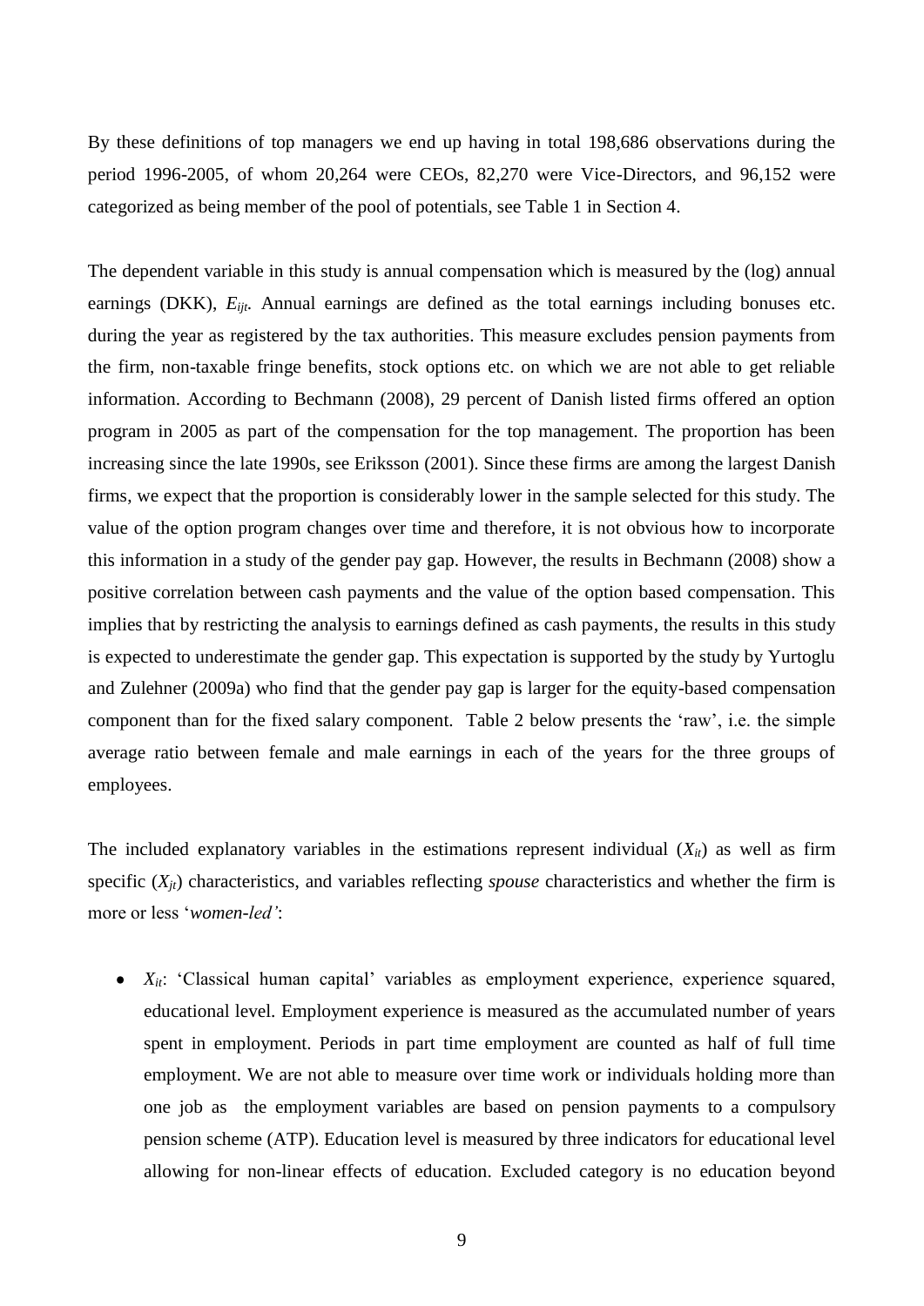By these definitions of top managers we end up having in total 198,686 observations during the period 1996-2005, of whom 20,264 were CEOs, 82,270 were Vice-Directors, and 96,152 were categorized as being member of the pool of potentials, see Table 1 in Section 4.

The dependent variable in this study is annual compensation which is measured by the (log) annual earnings (DKK), $E_{ijt}$. Annual earnings are defined as the total earnings including bonuses etc. during the year as registered by the tax authorities. This measure excludes pension payments from the firm, non-taxable fringe benefits, stock options etc. on which we are not able to get reliable information. According to Bechmann (2008), 29 percent of Danish listed firms offered an option program in 2005 as part of the compensation for the top management. The proportion has been increasing since the late 1990s, see Eriksson (2001). Since these firms are among the largest Danish firms, we expect that the proportion is considerably lower in the sample selected for this study. The value of the option program changes over time and therefore, it is not obvious how to incorporate this information in a study of the gender pay gap. However, the results in Bechmann (2008) show a positive correlation between cash payments and the value of the option based compensation. This implies that by restricting the analysis to earnings defined as cash payments, the results in this study is expected to underestimate the gender gap. This expectation is supported by the study by Yurtoglu and Zulehner (2009a) who find that the gender pay gap is larger for the equity-based compensation component than for the fixed salary component. Table 2 below presents the 'raw', i.e. the simple average ratio between female and male earnings in each of the years for the three groups of employees.

The included explanatory variables in the estimations represent individual ($X_{it}$) as well as firm specific ($X_{jt}$) characteristics, and variables reflecting *spouse* characteristics and whether the firm is more or less '*women-led'*:

- $X_{it}$: 'Classical human capital' variables as employment experience, experience squared, educational level. Employment experience is measured as the accumulated number of years spent in employment. Periods in part time employment are counted as half of full time employment. We are not able to measure over time work or individuals holding more than one job as the employment variables are based on pension payments to a compulsory pension scheme (ATP). Education level is measured by three indicators for educational level allowing for non-linear effects of education. Excluded category is no education beyond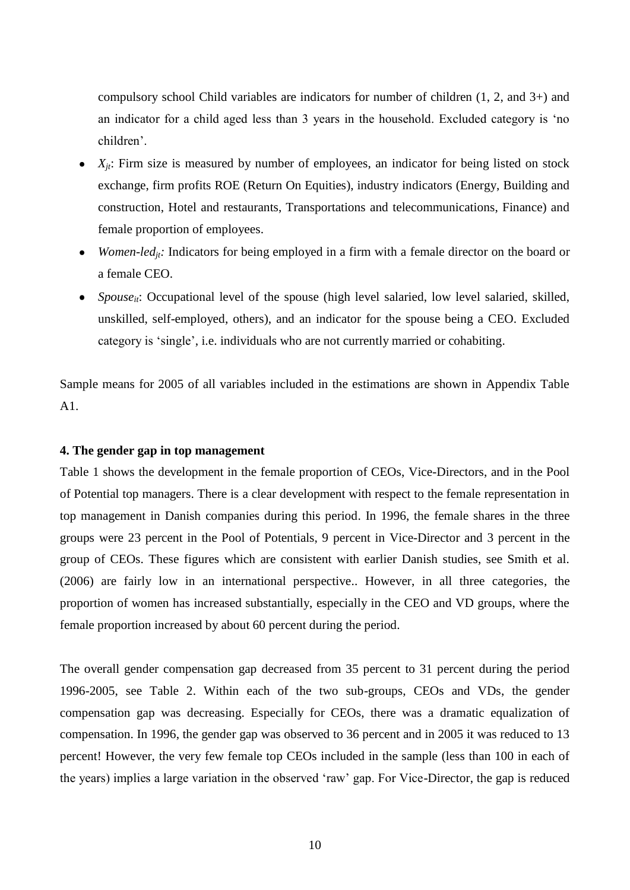compulsory school Child variables are indicators for number of children (1, 2, and 3+) and an indicator for a child aged less than 3 years in the household. Excluded category is 'no children'.

- $X_{jt}$: Firm size is measured by number of employees, an indicator for being listed on stock exchange, firm profits ROE (Return On Equities), industry indicators (Energy, Building and construction, Hotel and restaurants, Transportations and telecommunications, Finance) and female proportion of employees.
- *Women-led*$_{jt}$: Indicators for being employed in a firm with a female director on the board or a female CEO.
- *Spouse*$_{it}$: Occupational level of the spouse (high level salaried, low level salaried, skilled, unskilled, self-employed, others), and an indicator for the spouse being a CEO. Excluded category is 'single', i.e. individuals who are not currently married or cohabiting.

Sample means for 2005 of all variables included in the estimations are shown in Appendix Table A1.

**4. The gender gap in top management**

Table 1 shows the development in the female proportion of CEOs, Vice-Directors, and in the Pool of Potential top managers. There is a clear development with respect to the female representation in top management in Danish companies during this period. In 1996, the female shares in the three groups were 23 percent in the Pool of Potentials, 9 percent in Vice-Director and 3 percent in the group of CEOs. These figures which are consistent with earlier Danish studies, see Smith et al. (2006) are fairly low in an international perspective.. However, in all three categories, the proportion of women has increased substantially, especially in the CEO and VD groups, where the female proportion increased by about 60 percent during the period.

The overall gender compensation gap decreased from 35 percent to 31 percent during the period 1996-2005, see Table 2. Within each of the two sub-groups, CEOs and VDs, the gender compensation gap was decreasing. Especially for CEOs, there was a dramatic equalization of compensation. In 1996, the gender gap was observed to 36 percent and in 2005 it was reduced to 13 percent! However, the very few female top CEOs included in the sample (less than 100 in each of the years) implies a large variation in the observed 'raw' gap. For Vice-Director, the gap is reduced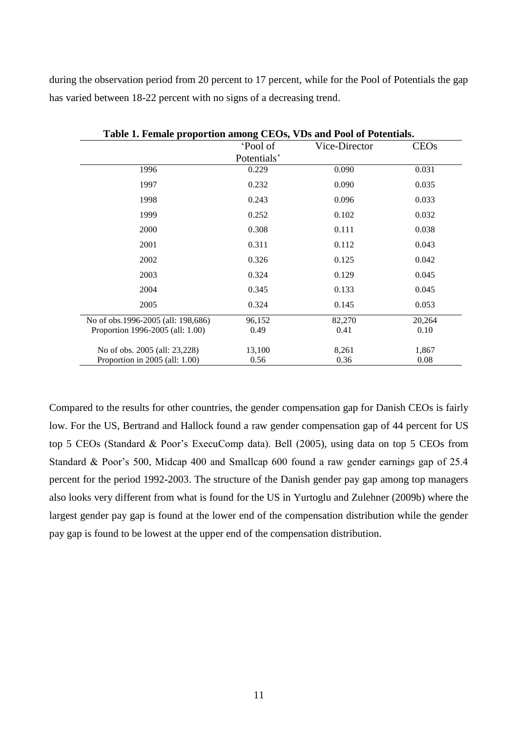during the observation period from 20 percent to 17 percent, while for the Pool of Potentials the gap has varied between 18-22 percent with no signs of a decreasing trend.

**Table 1. Female proportion among CEOs, VDs and Pool of Potentials.**

| | 'Pool of Potentials' | Vice-Director | CEOs |
|---|---|---|---|
| 1996 | 0.229 | 0.090 | 0.031 |
| 1997 | 0.232 | 0.090 | 0.035 |
| 1998 | 0.243 | 0.096 | 0.033 |
| 1999 | 0.252 | 0.102 | 0.032 |
| 2000 | 0.308 | 0.111 | 0.038 |
| 2001 | 0.311 | 0.112 | 0.043 |
| 2002 | 0.326 | 0.125 | 0.042 |
| 2003 | 0.324 | 0.129 | 0.045 |
| 2004 | 0.345 | 0.133 | 0.045 |
| 2005 | 0.324 | 0.145 | 0.053 |
| No of obs.1996-2005 (all: 198,686) | 96,152 | 82,270 | 20,264 |
| Proportion 1996-2005 (all: 1.00) | 0.49 | 0.41 | 0.10 |
| No of obs. 2005 (all: 23,228) | 13,100 | 8,261 | 1,867 |
| Proportion in 2005 (all: 1.00) | 0.56 | 0.36 | 0.08 |

Compared to the results for other countries, the gender compensation gap for Danish CEOs is fairly low. For the US, Bertrand and Hallock found a raw gender compensation gap of 44 percent for US top 5 CEOs (Standard & Poor's ExecuComp data). Bell (2005), using data on top 5 CEOs from Standard & Poor's 500, Midcap 400 and Smallcap 600 found a raw gender earnings gap of 25.4 percent for the period 1992-2003. The structure of the Danish gender pay gap among top managers also looks very different from what is found for the US in Yurtoglu and Zulehner (2009b) where the largest gender pay gap is found at the lower end of the compensation distribution while the gender pay gap is found to be lowest at the upper end of the compensation distribution.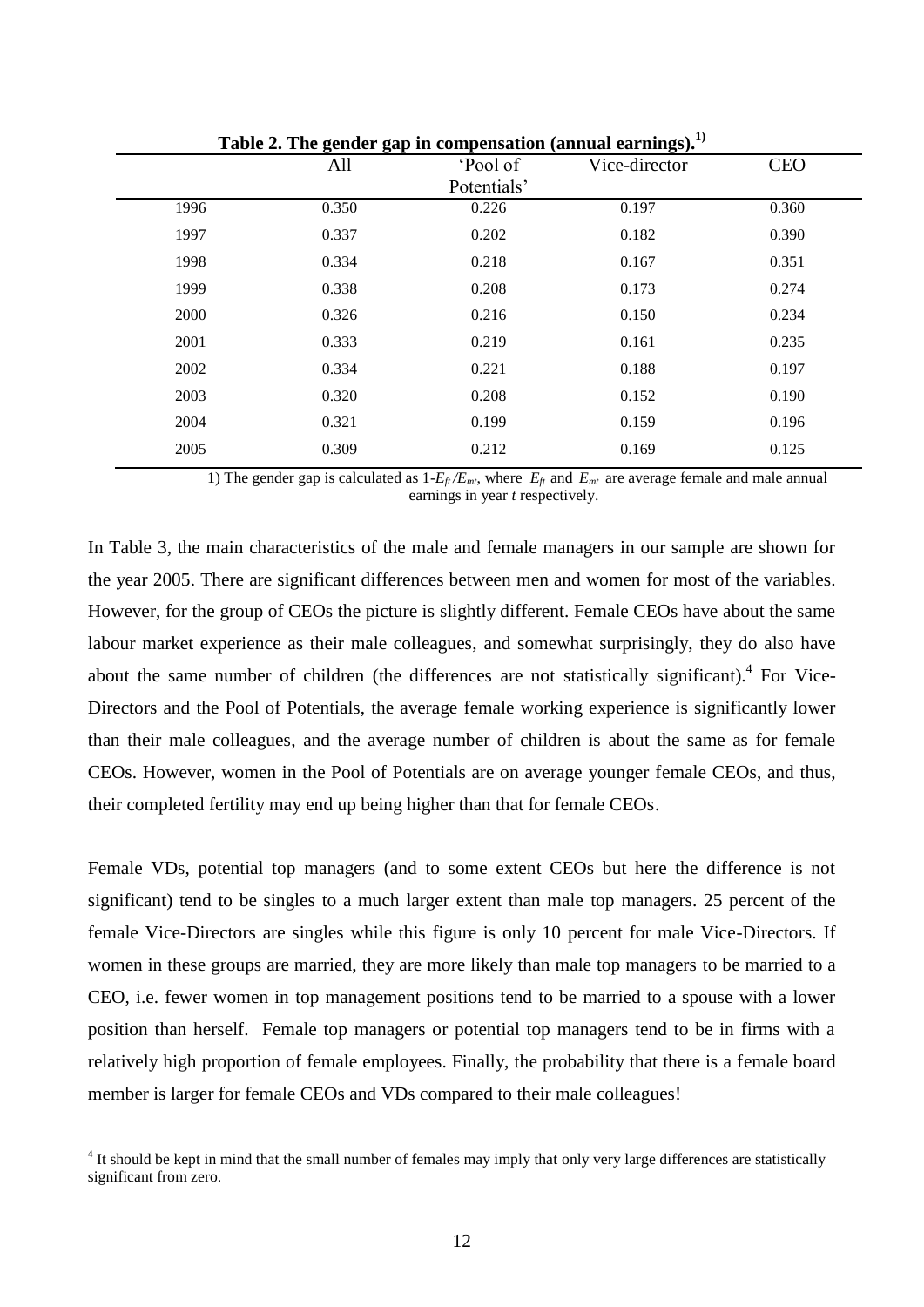**Table 2. The gender gap in compensation (annual earnings).[1)]**

| | All | 'Pool of Potentials' | Vice-director | CEO |
|---|---|---|---|---|
| 1996 | 0.350 | 0.226 | 0.197 | 0.360 |
| 1997 | 0.337 | 0.202 | 0.182 | 0.390 |
| 1998 | 0.334 | 0.218 | 0.167 | 0.351 |
| 1999 | 0.338 | 0.208 | 0.173 | 0.274 |
| 2000 | 0.326 | 0.216 | 0.150 | 0.234 |
| 2001 | 0.333 | 0.219 | 0.161 | 0.235 |
| 2002 | 0.334 | 0.221 | 0.188 | 0.197 |
| 2003 | 0.320 | 0.208 | 0.152 | 0.190 |
| 2004 | 0.321 | 0.199 | 0.159 | 0.196 |
| 2005 | 0.309 | 0.212 | 0.169 | 0.125 |

1) The gender gap is calculated as $1-E_{ft}/E_{mt}$, where $E_{ft}$ and $E_{mt}$ are average female and male annual earnings in year *t* respectively.

In Table 3, the main characteristics of the male and female managers in our sample are shown for the year 2005. There are significant differences between men and women for most of the variables. However, for the group of CEOs the picture is slightly different. Female CEOs have about the same labour market experience as their male colleagues, and somewhat surprisingly, they do also have about the same number of children (the differences are not statistically significant).[4] For Vice-Directors and the Pool of Potentials, the average female working experience is significantly lower than their male colleagues, and the average number of children is about the same as for female CEOs. However, women in the Pool of Potentials are on average younger female CEOs, and thus, their completed fertility may end up being higher than that for female CEOs.

Female VDs, potential top managers (and to some extent CEOs but here the difference is not significant) tend to be singles to a much larger extent than male top managers. 25 percent of the female Vice-Directors are singles while this figure is only 10 percent for male Vice-Directors. If women in these groups are married, they are more likely than male top managers to be married to a CEO, i.e. fewer women in top management positions tend to be married to a spouse with a lower position than herself. Female top managers or potential top managers tend to be in firms with a relatively high proportion of female employees. Finally, the probability that there is a female board member is larger for female CEOs and VDs compared to their male colleagues!

[4] It should be kept in mind that the small number of females may imply that only very large differences are statistically significant from zero.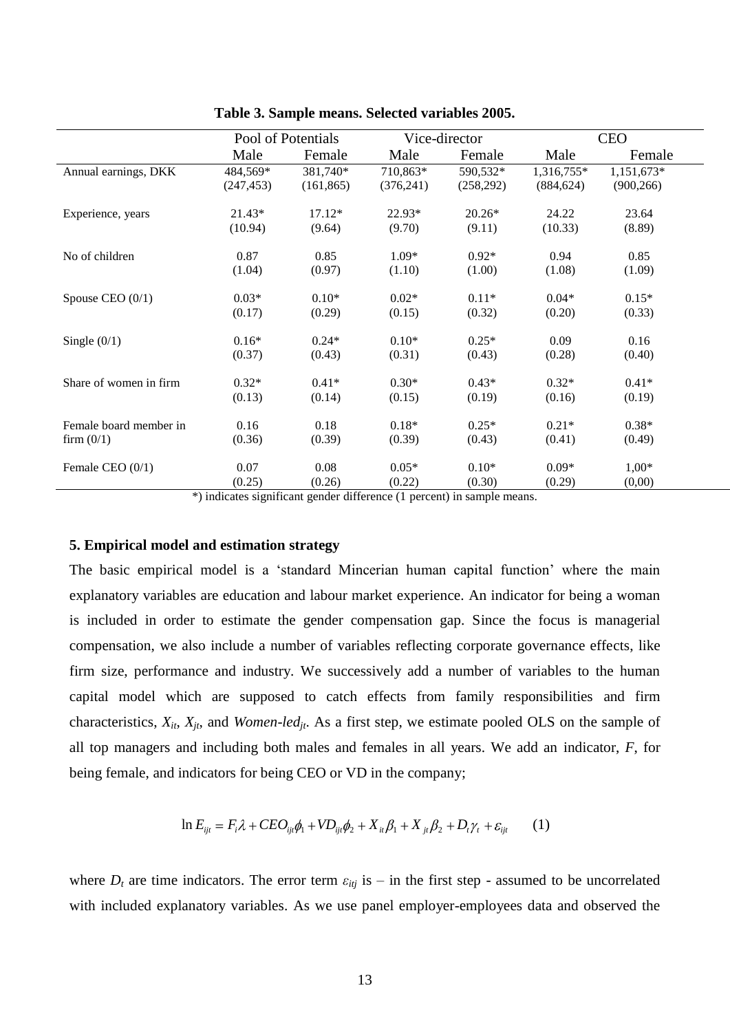**Table 3. Sample means. Selected variables 2005.**

| | Pool of Potentials | | Vice-director | | CEO | |
|---|---|---|---|---|---|---|
| | Male | Female | Male | Female | Male | Female |
| Annual earnings, DKK | 484,569* | 381,740* | 710,863* | 590,532* | 1,316,755* | 1,151,673* |
| | (247,453) | (161,865) | (376,241) | (258,292) | (884,624) | (900,266) |
| Experience, years | 21.43* | 17.12* | 22.93* | 20.26* | 24.22 | 23.64 |
| | (10.94) | (9.64) | (9.70) | (9.11) | (10.33) | (8.89) |
| No of children | 0.87 | 0.85 | 1.09* | 0.92* | 0.94 | 0.85 |
| | (1.04) | (0.97) | (1.10) | (1.00) | (1.08) | (1.09) |
| Spouse CEO (0/1) | 0.03* | 0.10* | 0.02* | 0.11* | 0.04* | 0.15* |
| | (0.17) | (0.29) | (0.15) | (0.32) | (0.20) | (0.33) |
| Single (0/1) | 0.16* | 0.24* | 0.10* | 0.25* | 0.09 | 0.16 |
| | (0.37) | (0.43) | (0.31) | (0.43) | (0.28) | (0.40) |
| Share of women in firm | 0.32* | 0.41* | 0.30* | 0.43* | 0.32* | 0.41* |
| | (0.13) | (0.14) | (0.15) | (0.19) | (0.16) | (0.19) |
| Female board member in firm (0/1) | 0.16 | 0.18 | 0.18* | 0.25* | 0.21* | 0.38* |
| | (0.36) | (0.39) | (0.39) | (0.43) | (0.41) | (0.49) |
| Female CEO (0/1) | 0.07 | 0.08 | 0.05* | 0.10* | 0.09* | 1,00* |
| | (0.25) | (0.26) | (0.22) | (0.30) | (0.29) | (0,00) |

*) indicates significant gender difference (1 percent) in sample means.

### 5. Empirical model and estimation strategy

The basic empirical model is a 'standard Mincerian human capital function' where the main explanatory variables are education and labour market experience. An indicator for being a woman is included in order to estimate the gender compensation gap. Since the focus is managerial compensation, we also include a number of variables reflecting corporate governance effects, like firm size, performance and industry. We successively add a number of variables to the human capital model which are supposed to catch effects from family responsibilities and firm characteristics, $X_{it}$, $X_{jt}$, and *Women-led*$_{jt}$. As a first step, we estimate pooled OLS on the sample of all top managers and including both males and females in all years. We add an indicator, $F$, for being female, and indicators for being CEO or VD in the company;

$$\ln E_{ijt} = F_i \lambda + CEO_{ijt}\phi_1 + VD_{ijt}\phi_2 + X_{it}\beta_1 + X_{jt}\beta_2 + D_t\gamma_t + \varepsilon_{ijt} \qquad (1)$$

where $D_t$ are time indicators. The error term $\varepsilon_{itj}$ is – in the first step - assumed to be uncorrelated with included explanatory variables. As we use panel employer-employees data and observed the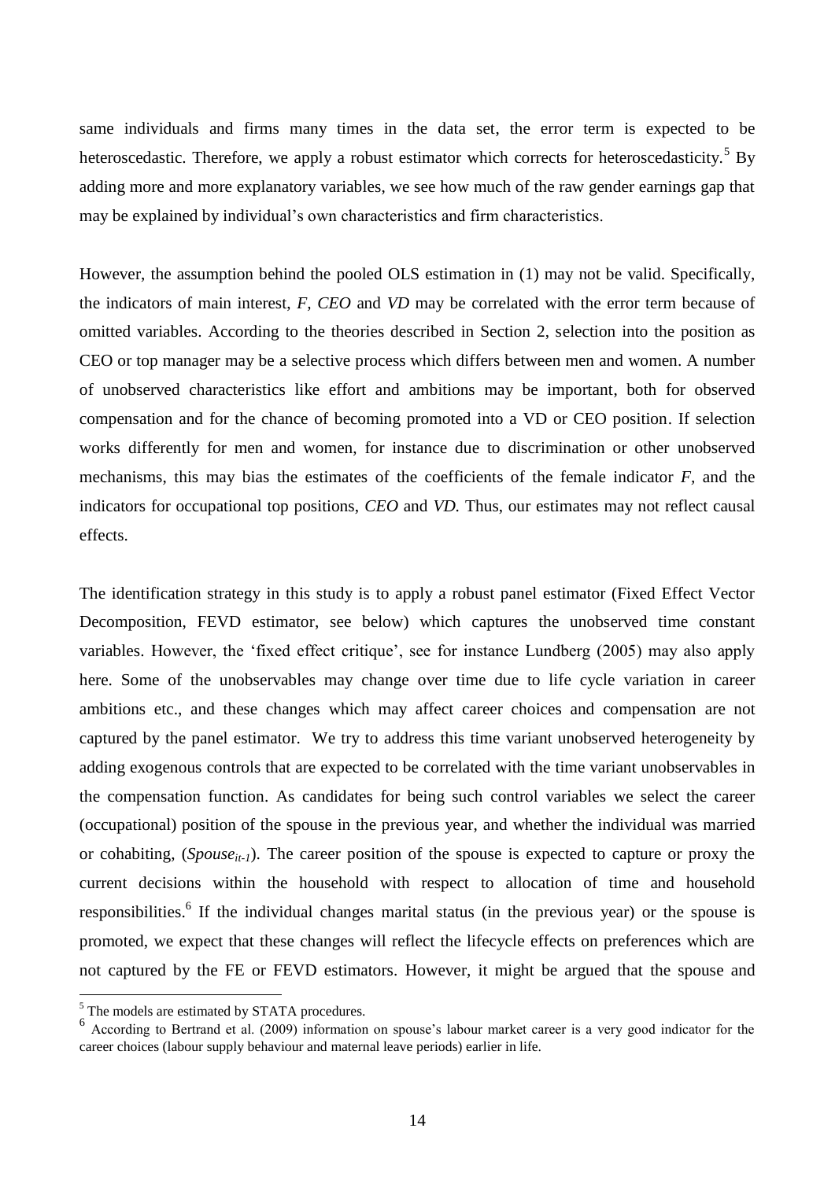same individuals and firms many times in the data set, the error term is expected to be heteroscedastic. Therefore, we apply a robust estimator which corrects for heteroscedasticity.[5] By adding more and more explanatory variables, we see how much of the raw gender earnings gap that may be explained by individual's own characteristics and firm characteristics.

However, the assumption behind the pooled OLS estimation in (1) may not be valid. Specifically, the indicators of main interest, *F, CEO* and *VD* may be correlated with the error term because of omitted variables. According to the theories described in Section 2, selection into the position as CEO or top manager may be a selective process which differs between men and women. A number of unobserved characteristics like effort and ambitions may be important, both for observed compensation and for the chance of becoming promoted into a VD or CEO position. If selection works differently for men and women, for instance due to discrimination or other unobserved mechanisms, this may bias the estimates of the coefficients of the female indicator *F*, and the indicators for occupational top positions, *CEO* and *VD.* Thus, our estimates may not reflect causal effects.

The identification strategy in this study is to apply a robust panel estimator (Fixed Effect Vector Decomposition, FEVD estimator, see below) which captures the unobserved time constant variables. However, the 'fixed effect critique', see for instance Lundberg (2005) may also apply here. Some of the unobservables may change over time due to life cycle variation in career ambitions etc., and these changes which may affect career choices and compensation are not captured by the panel estimator. We try to address this time variant unobserved heterogeneity by adding exogenous controls that are expected to be correlated with the time variant unobservables in the compensation function. As candidates for being such control variables we select the career (occupational) position of the spouse in the previous year, and whether the individual was married or cohabiting, ($Spouse_{it-1}$). The career position of the spouse is expected to capture or proxy the current decisions within the household with respect to allocation of time and household responsibilities.[6] If the individual changes marital status (in the previous year) or the spouse is promoted, we expect that these changes will reflect the lifecycle effects on preferences which are not captured by the FE or FEVD estimators. However, it might be argued that the spouse and

[5] The models are estimated by STATA procedures.

[6] According to Bertrand et al. (2009) information on spouse's labour market career is a very good indicator for the career choices (labour supply behaviour and maternal leave periods) earlier in life.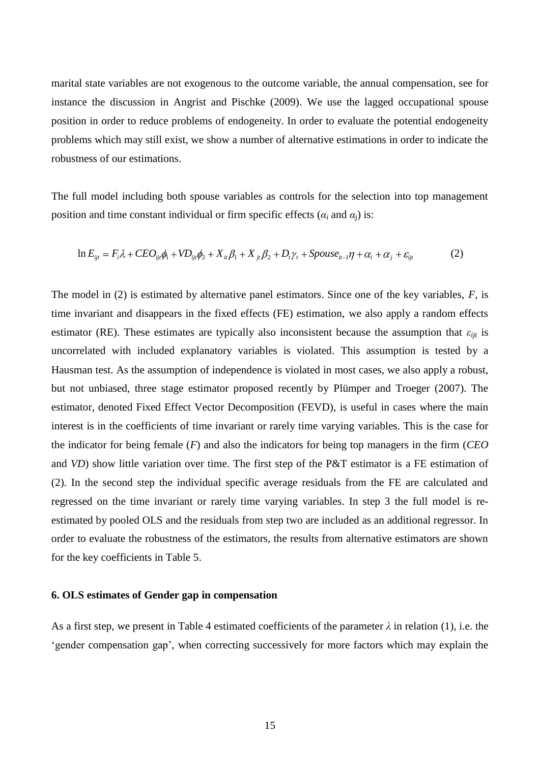marital state variables are not exogenous to the outcome variable, the annual compensation, see for instance the discussion in Angrist and Pischke (2009). We use the lagged occupational spouse position in order to reduce problems of endogeneity. In order to evaluate the potential endogeneity problems which may still exist, we show a number of alternative estimations in order to indicate the robustness of our estimations.

The full model including both spouse variables as controls for the selection into top management position and time constant individual or firm specific effects ($\alpha_i$ and $\alpha_j$) is:

$$\ln E_{ijt} = F_i\lambda + CEO_{ijt}\phi_1 + VD_{ijt}\phi_2 + X_{it}\beta_1 + X_{jt}\beta_2 + D_t\gamma_t + Spouse_{it-1}\eta + \alpha_i + \alpha_j + \varepsilon_{ijt} \tag{2}$$

The model in (2) is estimated by alternative panel estimators. Since one of the key variables, *F*, is time invariant and disappears in the fixed effects (FE) estimation, we also apply a random effects estimator (RE). These estimates are typically also inconsistent because the assumption that $\varepsilon_{ijt}$ is uncorrelated with included explanatory variables is violated. This assumption is tested by a Hausman test. As the assumption of independence is violated in most cases, we also apply a robust, but not unbiased, three stage estimator proposed recently by Plümper and Troeger (2007). The estimator, denoted Fixed Effect Vector Decomposition (FEVD), is useful in cases where the main interest is in the coefficients of time invariant or rarely time varying variables. This is the case for the indicator for being female (*F*) and also the indicators for being top managers in the firm (*CEO* and *VD*) show little variation over time. The first step of the P&T estimator is a FE estimation of (2). In the second step the individual specific average residuals from the FE are calculated and regressed on the time invariant or rarely time varying variables. In step 3 the full model is re-estimated by pooled OLS and the residuals from step two are included as an additional regressor. In order to evaluate the robustness of the estimators, the results from alternative estimators are shown for the key coefficients in Table 5.

### 6. OLS estimates of Gender gap in compensation

As a first step, we present in Table 4 estimated coefficients of the parameter $\lambda$ in relation (1), i.e. the 'gender compensation gap', when correcting successively for more factors which may explain the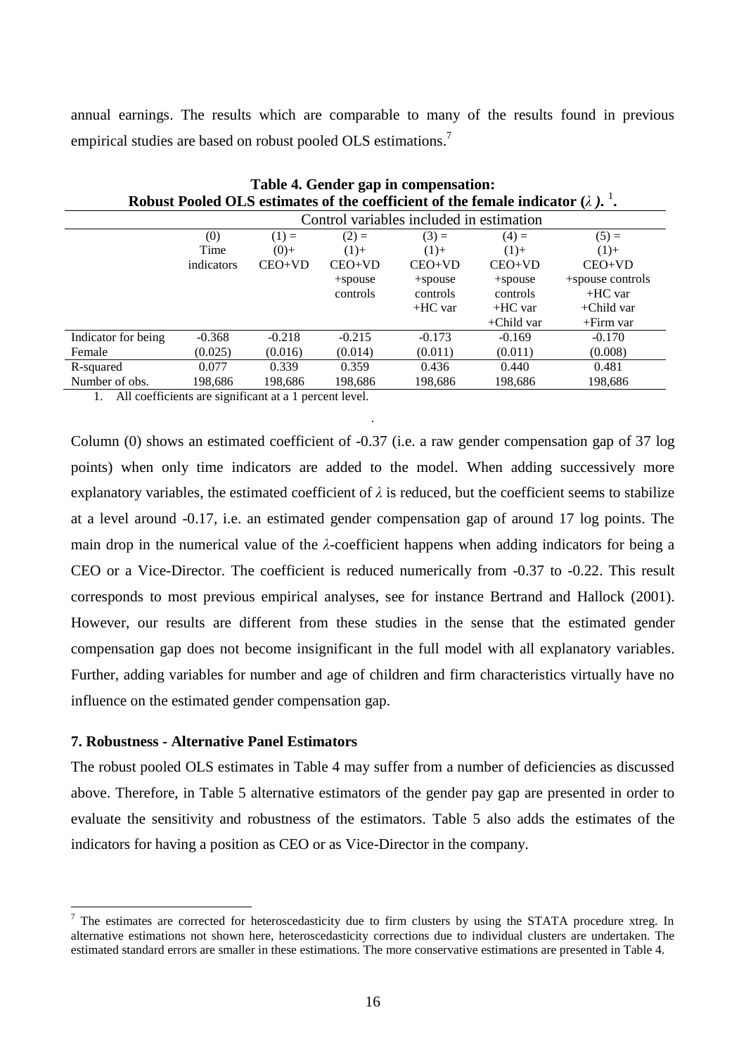annual earnings. The results which are comparable to many of the results found in previous empirical studies are based on robust pooled OLS estimations.[7]

**Table 4. Gender gap in compensation:**
**Robust Pooled OLS estimates of the coefficient of the female indicator ($\lambda$ ).** [1]**.**

| | Control variables included in estimation | | | | | |
|---|---|---|---|---|---|---|
| | (0) Time indicators | (1) = (0)+ CEO+VD | (2) = (1)+ CEO+VD +spouse controls | (3) = (1)+ CEO+VD +spouse controls +HC var | (4) = (1)+ CEO+VD +spouse controls +HC var +Child var | (5) = (1)+ CEO+VD +spouse controls +HC var +Child var +Firm var |
| Indicator for being | -0.368 | -0.218 | -0.215 | -0.173 | -0.169 | -0.170 |
| Female | (0.025) | (0.016) | (0.014) | (0.011) | (0.011) | (0.008) |
| R-squared | 0.077 | 0.339 | 0.359 | 0.436 | 0.440 | 0.481 |
| Number of obs. | 198,686 | 198,686 | 198,686 | 198,686 | 198,686 | 198,686 |

1. All coefficients are significant at a 1 percent level.

Column (0) shows an estimated coefficient of -0.37 (i.e. a raw gender compensation gap of 37 log points) when only time indicators are added to the model. When adding successively more explanatory variables, the estimated coefficient of $\lambda$ is reduced, but the coefficient seems to stabilize at a level around -0.17, i.e. an estimated gender compensation gap of around 17 log points. The main drop in the numerical value of the $\lambda$-coefficient happens when adding indicators for being a CEO or a Vice-Director. The coefficient is reduced numerically from -0.37 to -0.22. This result corresponds to most previous empirical analyses, see for instance Bertrand and Hallock (2001). However, our results are different from these studies in the sense that the estimated gender compensation gap does not become insignificant in the full model with all explanatory variables. Further, adding variables for number and age of children and firm characteristics virtually have no influence on the estimated gender compensation gap.

### 7. Robustness - Alternative Panel Estimators

The robust pooled OLS estimates in Table 4 may suffer from a number of deficiencies as discussed above. Therefore, in Table 5 alternative estimators of the gender pay gap are presented in order to evaluate the sensitivity and robustness of the estimators. Table 5 also adds the estimates of the indicators for having a position as CEO or as Vice-Director in the company.

[7] The estimates are corrected for heteroscedasticity due to firm clusters by using the STATA procedure xtreg. In alternative estimations not shown here, heteroscedasticity corrections due to individual clusters are undertaken. The estimated standard errors are smaller in these estimations. The more conservative estimations are presented in Table 4.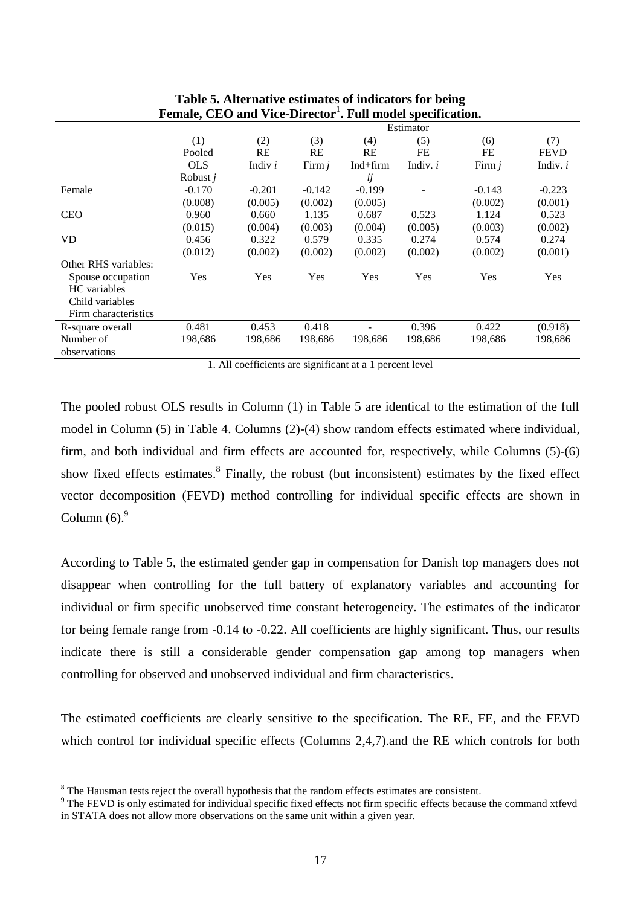**Table 5. Alternative estimates of indicators for being Female, CEO and Vice-Director[1]. Full model specification.**

| | Estimator | | | | | | |
|---|---|---|---|---|---|---|---|
| | (1) Pooled OLS Robust *j* | (2) RE Indiv *i* | (3) RE Firm *j* | (4) RE Ind+firm *ij* | (5) FE Indiv. *i* | (6) FE Firm *j* | (7) FEVD Indiv. *i* |
| Female | -0.170 | -0.201 | -0.142 | -0.199 | - | -0.143 | -0.223 |
| | (0.008) | (0.005) | (0.002) | (0.005) | | (0.002) | (0.001) |
| CEO | 0.960 | 0.660 | 1.135 | 0.687 | 0.523 | 1.124 | 0.523 |
| | (0.015) | (0.004) | (0.003) | (0.004) | (0.005) | (0.003) | (0.002) |
| VD | 0.456 | 0.322 | 0.579 | 0.335 | 0.274 | 0.574 | 0.274 |
| | (0.012) | (0.002) | (0.002) | (0.002) | (0.002) | (0.002) | (0.001) |
| Other RHS variables: | | | | | | | |
| Spouse occupation HC variables Child variables Firm characteristics | Yes | Yes | Yes | Yes | Yes | Yes | Yes |
| R-square overall | 0.481 | 0.453 | 0.418 | - | 0.396 | 0.422 | (0.918) |
| Number of observations | 198,686 | 198,686 | 198,686 | 198,686 | 198,686 | 198,686 | 198,686 |

1. All coefficients are significant at a 1 percent level

The pooled robust OLS results in Column (1) in Table 5 are identical to the estimation of the full model in Column (5) in Table 4. Columns (2)-(4) show random effects estimated where individual, firm, and both individual and firm effects are accounted for, respectively, while Columns (5)-(6) show fixed effects estimates.[8] Finally, the robust (but inconsistent) estimates by the fixed effect vector decomposition (FEVD) method controlling for individual specific effects are shown in Column (6).[9]

According to Table 5, the estimated gender gap in compensation for Danish top managers does not disappear when controlling for the full battery of explanatory variables and accounting for individual or firm specific unobserved time constant heterogeneity. The estimates of the indicator for being female range from -0.14 to -0.22. All coefficients are highly significant. Thus, our results indicate there is still a considerable gender compensation gap among top managers when controlling for observed and unobserved individual and firm characteristics.

The estimated coefficients are clearly sensitive to the specification. The RE, FE, and the FEVD which control for individual specific effects (Columns 2,4,7).and the RE which controls for both

[8] The Hausman tests reject the overall hypothesis that the random effects estimates are consistent.

[9] The FEVD is only estimated for individual specific fixed effects not firm specific effects because the command xtfevd in STATA does not allow more observations on the same unit within a given year.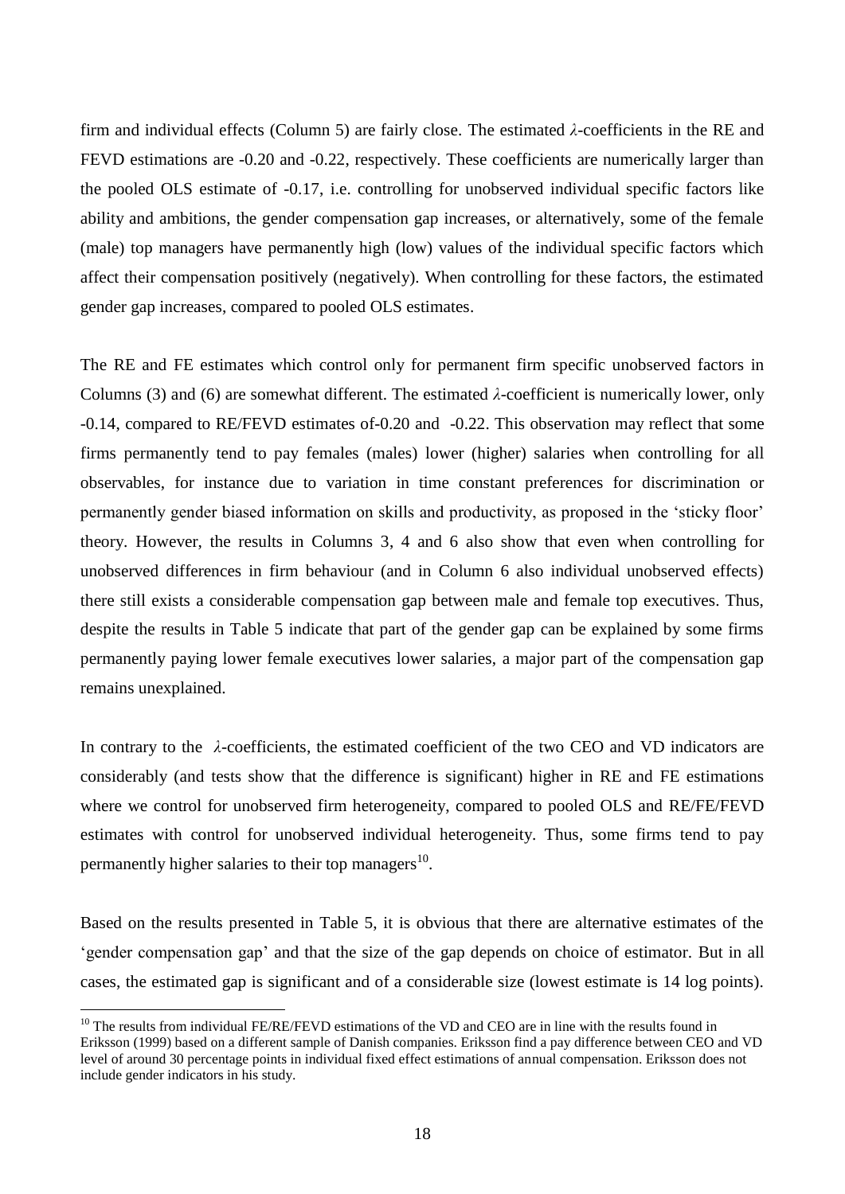firm and individual effects (Column 5) are fairly close. The estimated $\lambda$-coefficients in the RE and FEVD estimations are -0.20 and -0.22, respectively. These coefficients are numerically larger than the pooled OLS estimate of -0.17, i.e. controlling for unobserved individual specific factors like ability and ambitions, the gender compensation gap increases, or alternatively, some of the female (male) top managers have permanently high (low) values of the individual specific factors which affect their compensation positively (negatively). When controlling for these factors, the estimated gender gap increases, compared to pooled OLS estimates.

The RE and FE estimates which control only for permanent firm specific unobserved factors in Columns (3) and (6) are somewhat different. The estimated $\lambda$-coefficient is numerically lower, only -0.14, compared to RE/FEVD estimates of-0.20 and -0.22. This observation may reflect that some firms permanently tend to pay females (males) lower (higher) salaries when controlling for all observables, for instance due to variation in time constant preferences for discrimination or permanently gender biased information on skills and productivity, as proposed in the 'sticky floor' theory. However, the results in Columns 3, 4 and 6 also show that even when controlling for unobserved differences in firm behaviour (and in Column 6 also individual unobserved effects) there still exists a considerable compensation gap between male and female top executives. Thus, despite the results in Table 5 indicate that part of the gender gap can be explained by some firms permanently paying lower female executives lower salaries, a major part of the compensation gap remains unexplained.

In contrary to the $\lambda$-coefficients, the estimated coefficient of the two CEO and VD indicators are considerably (and tests show that the difference is significant) higher in RE and FE estimations where we control for unobserved firm heterogeneity, compared to pooled OLS and RE/FE/FEVD estimates with control for unobserved individual heterogeneity. Thus, some firms tend to pay permanently higher salaries to their top managers[10].

Based on the results presented in Table 5, it is obvious that there are alternative estimates of the 'gender compensation gap' and that the size of the gap depends on choice of estimator. But in all cases, the estimated gap is significant and of a considerable size (lowest estimate is 14 log points).

[10] The results from individual FE/RE/FEVD estimations of the VD and CEO are in line with the results found in Eriksson (1999) based on a different sample of Danish companies. Eriksson find a pay difference between CEO and VD level of around 30 percentage points in individual fixed effect estimations of annual compensation. Eriksson does not include gender indicators in his study.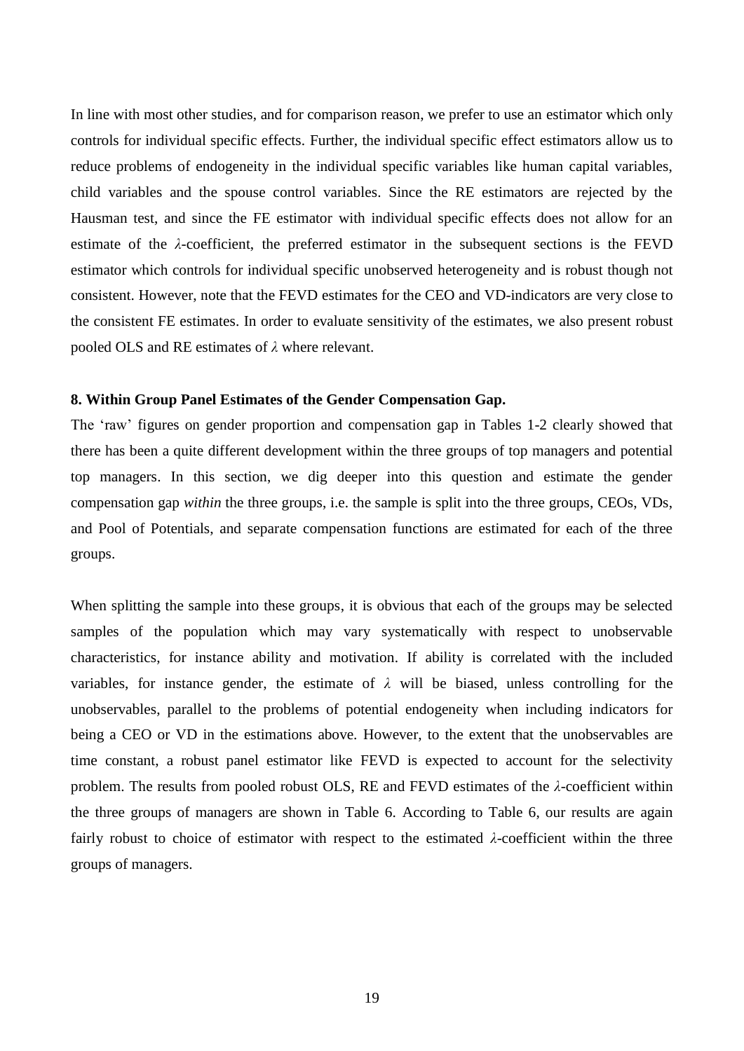In line with most other studies, and for comparison reason, we prefer to use an estimator which only controls for individual specific effects. Further, the individual specific effect estimators allow us to reduce problems of endogeneity in the individual specific variables like human capital variables, child variables and the spouse control variables. Since the RE estimators are rejected by the Hausman test, and since the FE estimator with individual specific effects does not allow for an estimate of the $\lambda$-coefficient, the preferred estimator in the subsequent sections is the FEVD estimator which controls for individual specific unobserved heterogeneity and is robust though not consistent. However, note that the FEVD estimates for the CEO and VD-indicators are very close to the consistent FE estimates. In order to evaluate sensitivity of the estimates, we also present robust pooled OLS and RE estimates of $\lambda$ where relevant.

**8. Within Group Panel Estimates of the Gender Compensation Gap.**

The 'raw' figures on gender proportion and compensation gap in Tables 1-2 clearly showed that there has been a quite different development within the three groups of top managers and potential top managers. In this section, we dig deeper into this question and estimate the gender compensation gap *within* the three groups, i.e. the sample is split into the three groups, CEOs, VDs, and Pool of Potentials, and separate compensation functions are estimated for each of the three groups.

When splitting the sample into these groups, it is obvious that each of the groups may be selected samples of the population which may vary systematically with respect to unobservable characteristics, for instance ability and motivation. If ability is correlated with the included variables, for instance gender, the estimate of $\lambda$ will be biased, unless controlling for the unobservables, parallel to the problems of potential endogeneity when including indicators for being a CEO or VD in the estimations above. However, to the extent that the unobservables are time constant, a robust panel estimator like FEVD is expected to account for the selectivity problem. The results from pooled robust OLS, RE and FEVD estimates of the $\lambda$-coefficient within the three groups of managers are shown in Table 6. According to Table 6, our results are again fairly robust to choice of estimator with respect to the estimated $\lambda$-coefficient within the three groups of managers.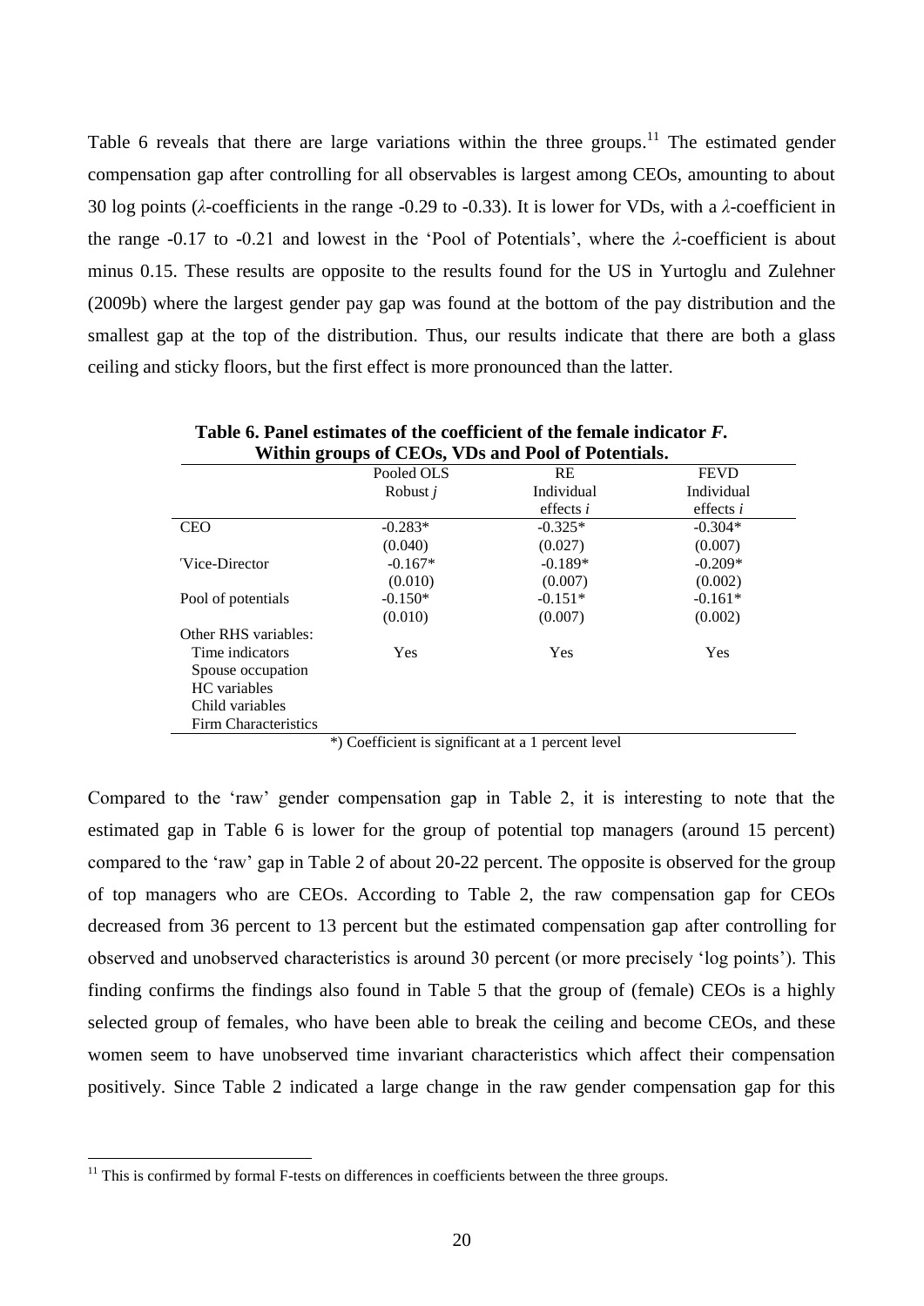Table 6 reveals that there are large variations within the three groups.[11] The estimated gender compensation gap after controlling for all observables is largest among CEOs, amounting to about 30 log points ($\lambda$-coefficients in the range -0.29 to -0.33). It is lower for VDs, with a $\lambda$-coefficient in the range -0.17 to -0.21 and lowest in the 'Pool of Potentials', where the $\lambda$-coefficient is about minus 0.15. These results are opposite to the results found for the US in Yurtoglu and Zulehner (2009b) where the largest gender pay gap was found at the bottom of the pay distribution and the smallest gap at the top of the distribution. Thus, our results indicate that there are both a glass ceiling and sticky floors, but the first effect is more pronounced than the latter.

**Table 6. Panel estimates of the coefficient of the female indicator *F*. Within groups of CEOs, VDs and Pool of Potentials.**

| | Pooled OLS<br>Robust *j* | RE<br>Individual<br>effects *i* | FEVD<br>Individual<br>effects *i* |
|---|---|---|---|
| CEO | -0.283* | -0.325* | -0.304* |
| | (0.040) | (0.027) | (0.007) |
| Vice-Director | -0.167* | -0.189* | -0.209* |
| | (0.010) | (0.007) | (0.002) |
| Pool of potentials | -0.150* | -0.151* | -0.161* |
| | (0.010) | (0.007) | (0.002) |
| Other RHS variables: | | | |
| Time indicators | Yes | Yes | Yes |
| Spouse occupation | | | |
| HC variables | | | |
| Child variables | | | |
| Firm Characteristics | | | |

*) Coefficient is significant at a 1 percent level

Compared to the 'raw' gender compensation gap in Table 2, it is interesting to note that the estimated gap in Table 6 is lower for the group of potential top managers (around 15 percent) compared to the 'raw' gap in Table 2 of about 20-22 percent. The opposite is observed for the group of top managers who are CEOs. According to Table 2, the raw compensation gap for CEOs decreased from 36 percent to 13 percent but the estimated compensation gap after controlling for observed and unobserved characteristics is around 30 percent (or more precisely 'log points'). This finding confirms the findings also found in Table 5 that the group of (female) CEOs is a highly selected group of females, who have been able to break the ceiling and become CEOs, and these women seem to have unobserved time invariant characteristics which affect their compensation positively. Since Table 2 indicated a large change in the raw gender compensation gap for this

[11] This is confirmed by formal F-tests on differences in coefficients between the three groups.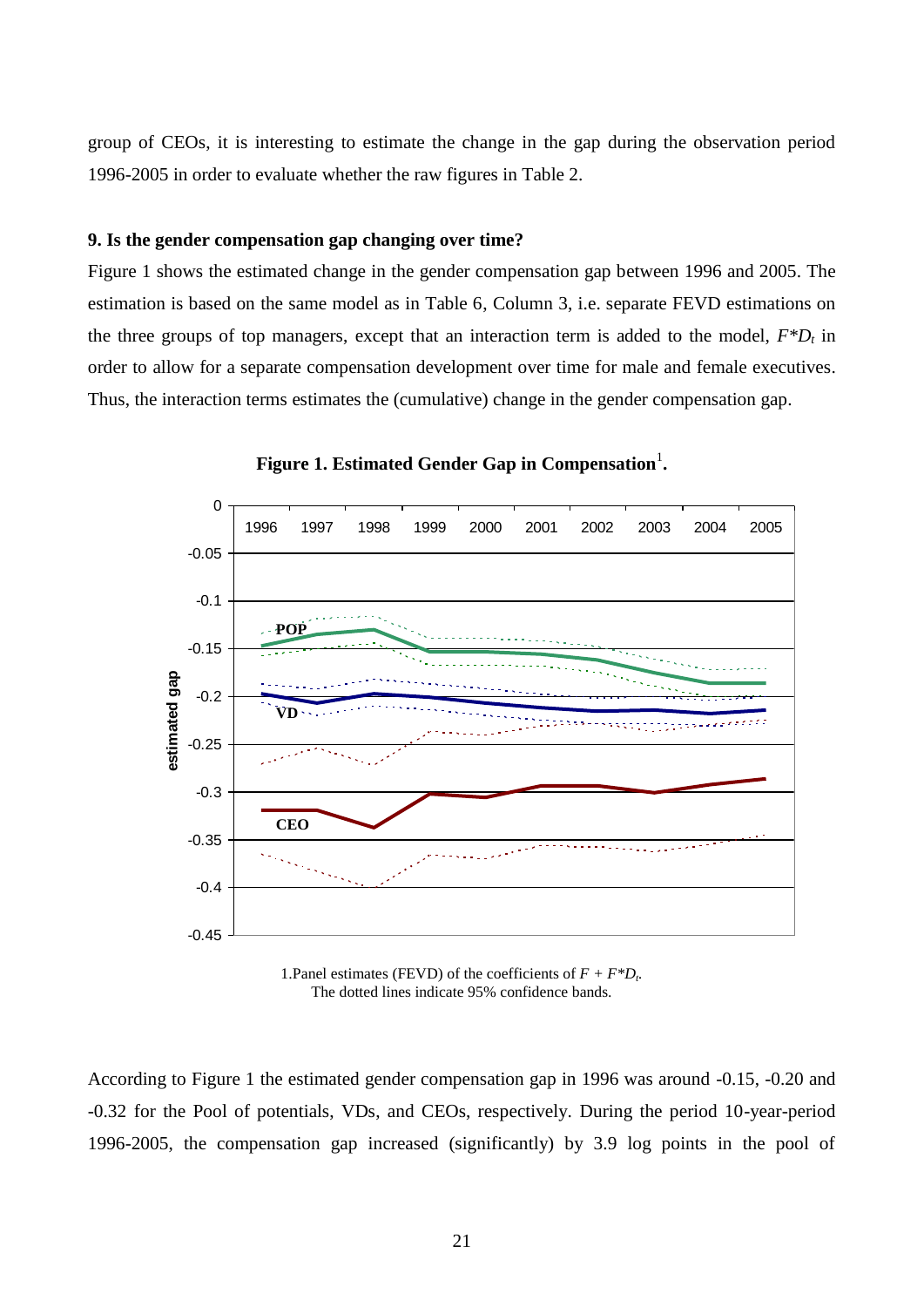group of CEOs, it is interesting to estimate the change in the gap during the observation period 1996-2005 in order to evaluate whether the raw figures in Table 2.

### 9. Is the gender compensation gap changing over time?

Figure 1 shows the estimated change in the gender compensation gap between 1996 and 2005. The estimation is based on the same model as in Table 6, Column 3, i.e. separate FEVD estimations on the three groups of top managers, except that an interaction term is added to the model, $F*D_t$ in order to allow for a separate compensation development over time for male and female executives. Thus, the interaction terms estimates the (cumulative) change in the gender compensation gap.

**Figure 1. Estimated Gender Gap in Compensation[1].**

0
-0.05
-0.1
-0.15
-0.2
-0.25
-0.3
-0.35
-0.4
-0.45

1996 1997 1998 1999 2000 2001 2002 2003 2004 2005

estimated gap

POP
VD
CEO

1.Panel estimates (FEVD) of the coefficients of $F + F*D_t$.
The dotted lines indicate 95% confidence bands.

According to Figure 1 the estimated gender compensation gap in 1996 was around -0.15, -0.20 and -0.32 for the Pool of potentials, VDs, and CEOs, respectively. During the period 10-year-period 1996-2005, the compensation gap increased (significantly) by 3.9 log points in the pool of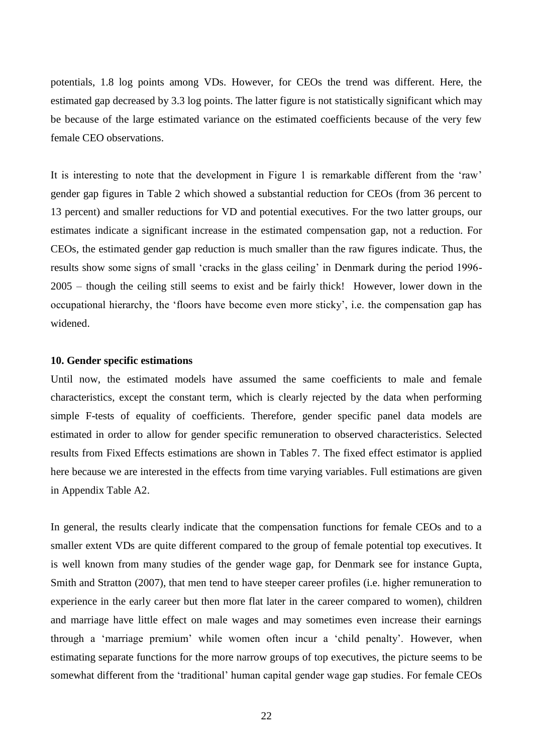potentials, 1.8 log points among VDs. However, for CEOs the trend was different. Here, the estimated gap decreased by 3.3 log points. The latter figure is not statistically significant which may be because of the large estimated variance on the estimated coefficients because of the very few female CEO observations.

It is interesting to note that the development in Figure 1 is remarkable different from the 'raw' gender gap figures in Table 2 which showed a substantial reduction for CEOs (from 36 percent to 13 percent) and smaller reductions for VD and potential executives. For the two latter groups, our estimates indicate a significant increase in the estimated compensation gap, not a reduction. For CEOs, the estimated gender gap reduction is much smaller than the raw figures indicate. Thus, the results show some signs of small 'cracks in the glass ceiling' in Denmark during the period 1996-2005 – though the ceiling still seems to exist and be fairly thick! However, lower down in the occupational hierarchy, the 'floors have become even more sticky', i.e. the compensation gap has widened.

## 10. Gender specific estimations

Until now, the estimated models have assumed the same coefficients to male and female characteristics, except the constant term, which is clearly rejected by the data when performing simple F-tests of equality of coefficients. Therefore, gender specific panel data models are estimated in order to allow for gender specific remuneration to observed characteristics. Selected results from Fixed Effects estimations are shown in Tables 7. The fixed effect estimator is applied here because we are interested in the effects from time varying variables. Full estimations are given in Appendix Table A2.

In general, the results clearly indicate that the compensation functions for female CEOs and to a smaller extent VDs are quite different compared to the group of female potential top executives. It is well known from many studies of the gender wage gap, for Denmark see for instance Gupta, Smith and Stratton (2007), that men tend to have steeper career profiles (i.e. higher remuneration to experience in the early career but then more flat later in the career compared to women), children and marriage have little effect on male wages and may sometimes even increase their earnings through a 'marriage premium' while women often incur a 'child penalty'. However, when estimating separate functions for the more narrow groups of top executives, the picture seems to be somewhat different from the 'traditional' human capital gender wage gap studies. For female CEOs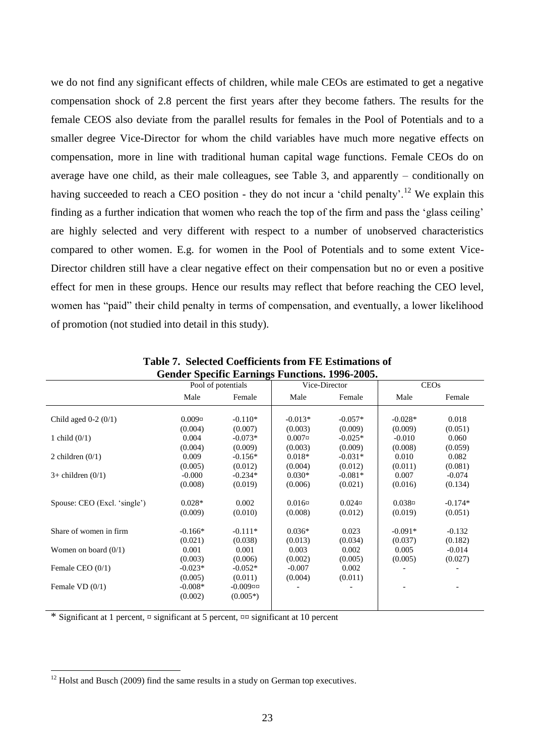we do not find any significant effects of children, while male CEOs are estimated to get a negative compensation shock of 2.8 percent the first years after they become fathers. The results for the female CEOS also deviate from the parallel results for females in the Pool of Potentials and to a smaller degree Vice-Director for whom the child variables have much more negative effects on compensation, more in line with traditional human capital wage functions. Female CEOs do on average have one child, as their male colleagues, see Table 3, and apparently – conditionally on having succeeded to reach a CEO position - they do not incur a 'child penalty'.[12] We explain this finding as a further indication that women who reach the top of the firm and pass the 'glass ceiling' are highly selected and very different with respect to a number of unobserved characteristics compared to other women. E.g. for women in the Pool of Potentials and to some extent Vice-Director children still have a clear negative effect on their compensation but no or even a positive effect for men in these groups. Hence our results may reflect that before reaching the CEO level, women has "paid" their child penalty in terms of compensation, and eventually, a lower likelihood of promotion (not studied into detail in this study).

**Table 7. Selected Coefficients from FE Estimations of Gender Specific Earnings Functions. 1996-2005.**

| | Pool of potentials | | Vice-Director | | CEOs | |
|---|---|---|---|---|---|---|
| | Male | Female | Male | Female | Male | Female |
| Child aged 0-2 (0/1) | 0.009¤ | -0.110* | -0.013* | -0.057* | -0.028* | 0.018 |
| | (0.004) | (0.007) | (0.003) | (0.009) | (0.009) | (0.051) |
| 1 child (0/1) | 0.004 | -0.073* | 0.007¤ | -0.025* | -0.010 | 0.060 |
| | (0.004) | (0.009) | (0.003) | (0.009) | (0.008) | (0.059) |
| 2 children (0/1) | 0.009 | -0.156* | 0.018* | -0.031* | 0.010 | 0.082 |
| | (0.005) | (0.012) | (0.004) | (0.012) | (0.011) | (0.081) |
| 3+ children (0/1) | -0.000 | -0.234* | 0.030* | -0.081* | 0.007 | -0.074 |
| | (0.008) | (0.019) | (0.006) | (0.021) | (0.016) | (0.134) |
| Spouse: CEO (Excl. 'single') | 0.028* | 0.002 | 0.016¤ | 0.024¤ | 0.038¤ | -0.174* |
| | (0.009) | (0.010) | (0.008) | (0.012) | (0.019) | (0.051) |
| Share of women in firm | -0.166* | -0.111* | 0.036* | 0.023 | -0.091* | -0.132 |
| | (0.021) | (0.038) | (0.013) | (0.034) | (0.037) | (0.182) |
| Women on board (0/1) | 0.001 | 0.001 | 0.003 | 0.002 | 0.005 | -0.014 |
| | (0.003) | (0.006) | (0.002) | (0.005) | (0.005) | (0.027) |
| Female CEO (0/1) | -0.023* | -0.052* | -0.007 | 0.002 | - | - |
| | (0.005) | (0.011) | (0.004) | (0.011) | | |
| Female VD (0/1) | -0.008* | -0.009¤¤ | - | - | - | - |
| | (0.002) | (0.005*) | | | | |

* Significant at 1 percent, ¤ significant at 5 percent, ¤¤ significant at 10 percent

[12] Holst and Busch (2009) find the same results in a study on German top executives.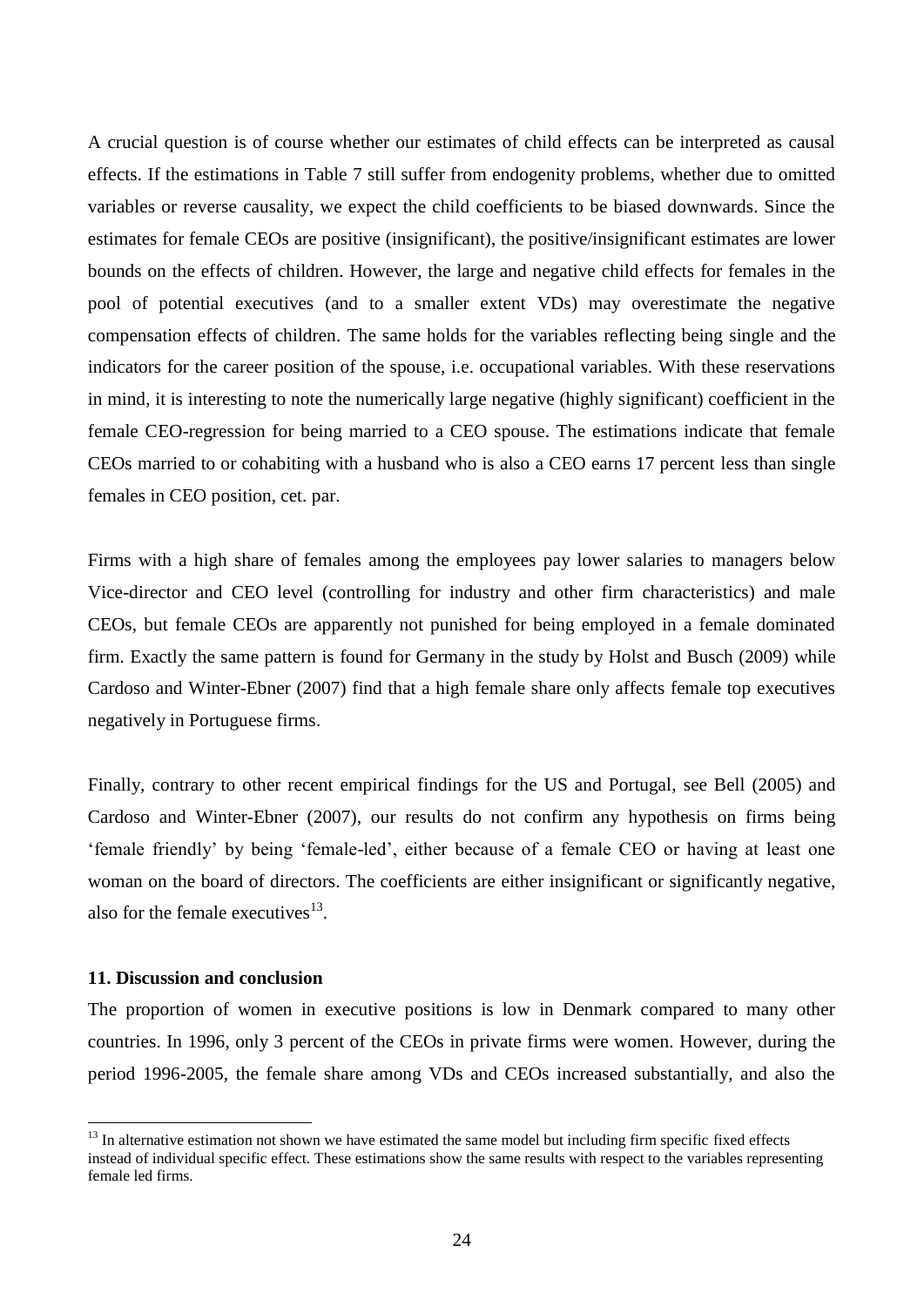A crucial question is of course whether our estimates of child effects can be interpreted as causal effects. If the estimations in Table 7 still suffer from endogenity problems, whether due to omitted variables or reverse causality, we expect the child coefficients to be biased downwards. Since the estimates for female CEOs are positive (insignificant), the positive/insignificant estimates are lower bounds on the effects of children. However, the large and negative child effects for females in the pool of potential executives (and to a smaller extent VDs) may overestimate the negative compensation effects of children. The same holds for the variables reflecting being single and the indicators for the career position of the spouse, i.e. occupational variables. With these reservations in mind, it is interesting to note the numerically large negative (highly significant) coefficient in the female CEO-regression for being married to a CEO spouse. The estimations indicate that female CEOs married to or cohabiting with a husband who is also a CEO earns 17 percent less than single females in CEO position, cet. par.

Firms with a high share of females among the employees pay lower salaries to managers below Vice-director and CEO level (controlling for industry and other firm characteristics) and male CEOs, but female CEOs are apparently not punished for being employed in a female dominated firm. Exactly the same pattern is found for Germany in the study by Holst and Busch (2009) while Cardoso and Winter-Ebner (2007) find that a high female share only affects female top executives negatively in Portuguese firms.

Finally, contrary to other recent empirical findings for the US and Portugal, see Bell (2005) and Cardoso and Winter-Ebner (2007), our results do not confirm any hypothesis on firms being 'female friendly' by being 'female-led', either because of a female CEO or having at least one woman on the board of directors. The coefficients are either insignificant or significantly negative, also for the female executives[13].

### 11. Discussion and conclusion

The proportion of women in executive positions is low in Denmark compared to many other countries. In 1996, only 3 percent of the CEOs in private firms were women. However, during the period 1996-2005, the female share among VDs and CEOs increased substantially, and also the

[13] In alternative estimation not shown we have estimated the same model but including firm specific fixed effects instead of individual specific effect. These estimations show the same results with respect to the variables representing female led firms.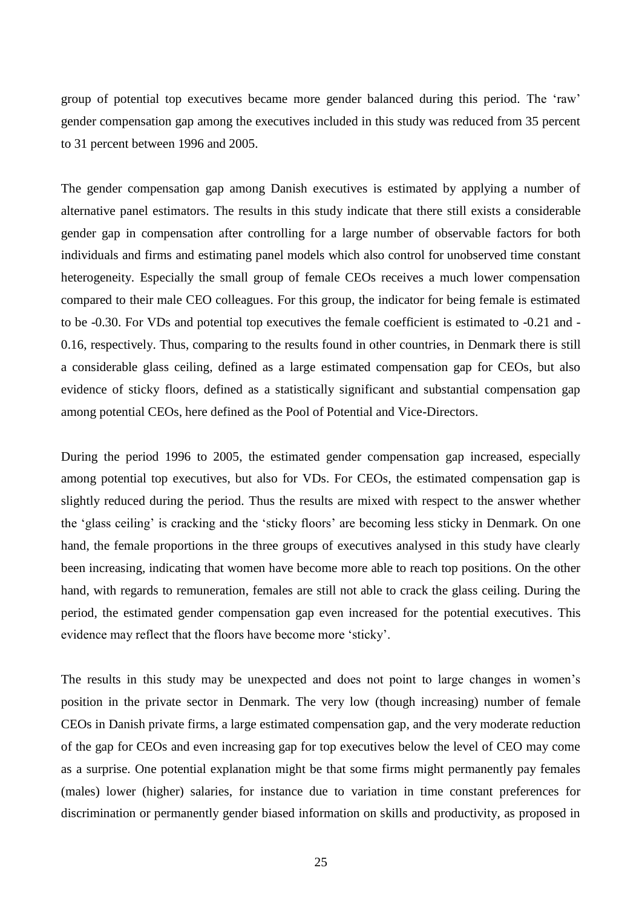group of potential top executives became more gender balanced during this period. The 'raw' gender compensation gap among the executives included in this study was reduced from 35 percent to 31 percent between 1996 and 2005.

The gender compensation gap among Danish executives is estimated by applying a number of alternative panel estimators. The results in this study indicate that there still exists a considerable gender gap in compensation after controlling for a large number of observable factors for both individuals and firms and estimating panel models which also control for unobserved time constant heterogeneity. Especially the small group of female CEOs receives a much lower compensation compared to their male CEO colleagues. For this group, the indicator for being female is estimated to be -0.30. For VDs and potential top executives the female coefficient is estimated to -0.21 and -0.16, respectively. Thus, comparing to the results found in other countries, in Denmark there is still a considerable glass ceiling, defined as a large estimated compensation gap for CEOs, but also evidence of sticky floors, defined as a statistically significant and substantial compensation gap among potential CEOs, here defined as the Pool of Potential and Vice-Directors.

During the period 1996 to 2005, the estimated gender compensation gap increased, especially among potential top executives, but also for VDs. For CEOs, the estimated compensation gap is slightly reduced during the period. Thus the results are mixed with respect to the answer whether the 'glass ceiling' is cracking and the 'sticky floors' are becoming less sticky in Denmark. On one hand, the female proportions in the three groups of executives analysed in this study have clearly been increasing, indicating that women have become more able to reach top positions. On the other hand, with regards to remuneration, females are still not able to crack the glass ceiling. During the period, the estimated gender compensation gap even increased for the potential executives. This evidence may reflect that the floors have become more 'sticky'.

The results in this study may be unexpected and does not point to large changes in women's position in the private sector in Denmark. The very low (though increasing) number of female CEOs in Danish private firms, a large estimated compensation gap, and the very moderate reduction of the gap for CEOs and even increasing gap for top executives below the level of CEO may come as a surprise. One potential explanation might be that some firms might permanently pay females (males) lower (higher) salaries, for instance due to variation in time constant preferences for discrimination or permanently gender biased information on skills and productivity, as proposed in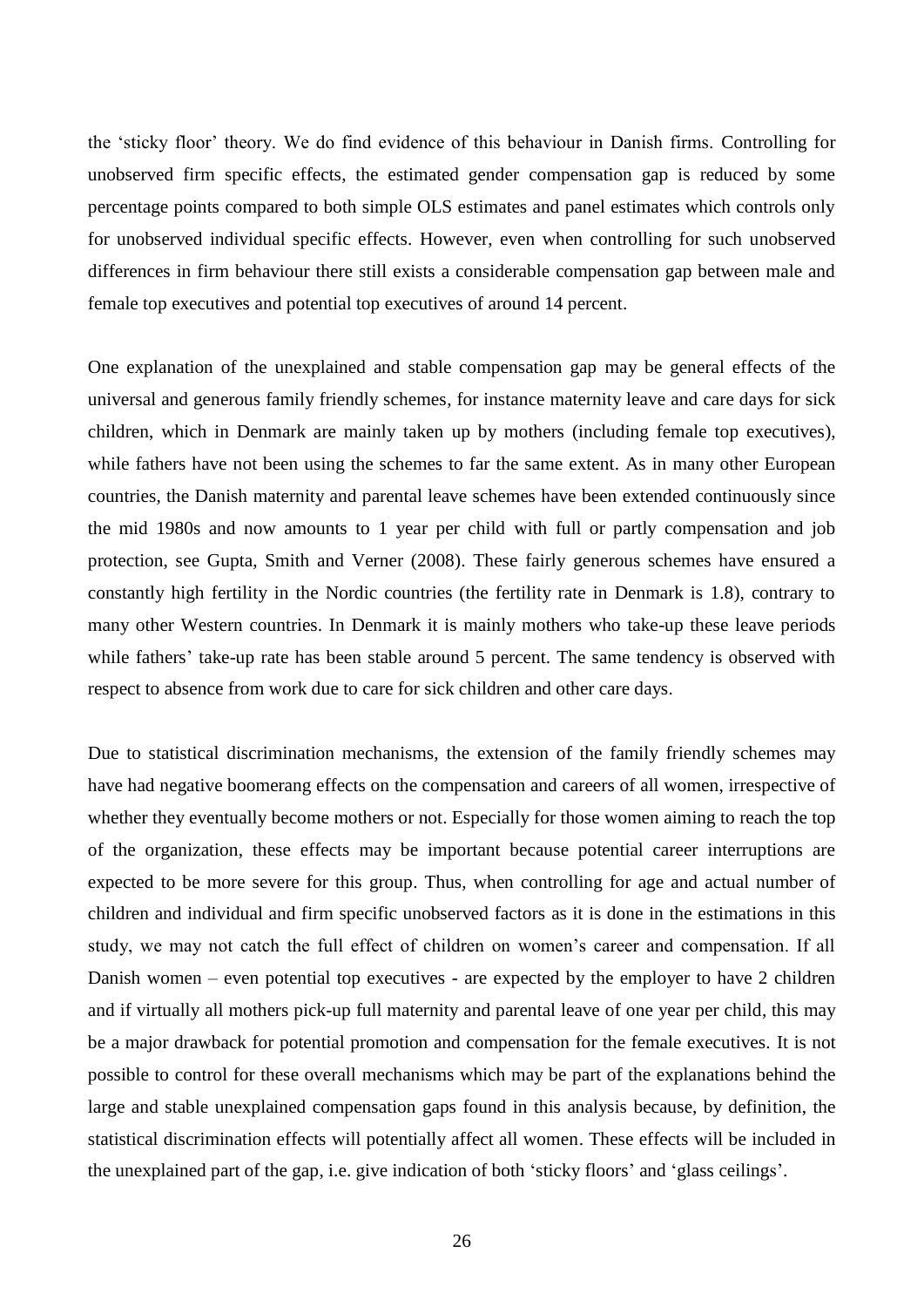the 'sticky floor' theory. We do find evidence of this behaviour in Danish firms. Controlling for unobserved firm specific effects, the estimated gender compensation gap is reduced by some percentage points compared to both simple OLS estimates and panel estimates which controls only for unobserved individual specific effects. However, even when controlling for such unobserved differences in firm behaviour there still exists a considerable compensation gap between male and female top executives and potential top executives of around 14 percent.

One explanation of the unexplained and stable compensation gap may be general effects of the universal and generous family friendly schemes, for instance maternity leave and care days for sick children, which in Denmark are mainly taken up by mothers (including female top executives), while fathers have not been using the schemes to far the same extent. As in many other European countries, the Danish maternity and parental leave schemes have been extended continuously since the mid 1980s and now amounts to 1 year per child with full or partly compensation and job protection, see Gupta, Smith and Verner (2008). These fairly generous schemes have ensured a constantly high fertility in the Nordic countries (the fertility rate in Denmark is 1.8), contrary to many other Western countries. In Denmark it is mainly mothers who take-up these leave periods while fathers' take-up rate has been stable around 5 percent. The same tendency is observed with respect to absence from work due to care for sick children and other care days.

Due to statistical discrimination mechanisms, the extension of the family friendly schemes may have had negative boomerang effects on the compensation and careers of all women, irrespective of whether they eventually become mothers or not. Especially for those women aiming to reach the top of the organization, these effects may be important because potential career interruptions are expected to be more severe for this group. Thus, when controlling for age and actual number of children and individual and firm specific unobserved factors as it is done in the estimations in this study, we may not catch the full effect of children on women's career and compensation. If all Danish women – even potential top executives - are expected by the employer to have 2 children and if virtually all mothers pick-up full maternity and parental leave of one year per child, this may be a major drawback for potential promotion and compensation for the female executives. It is not possible to control for these overall mechanisms which may be part of the explanations behind the large and stable unexplained compensation gaps found in this analysis because, by definition, the statistical discrimination effects will potentially affect all women. These effects will be included in the unexplained part of the gap, i.e. give indication of both 'sticky floors' and 'glass ceilings'.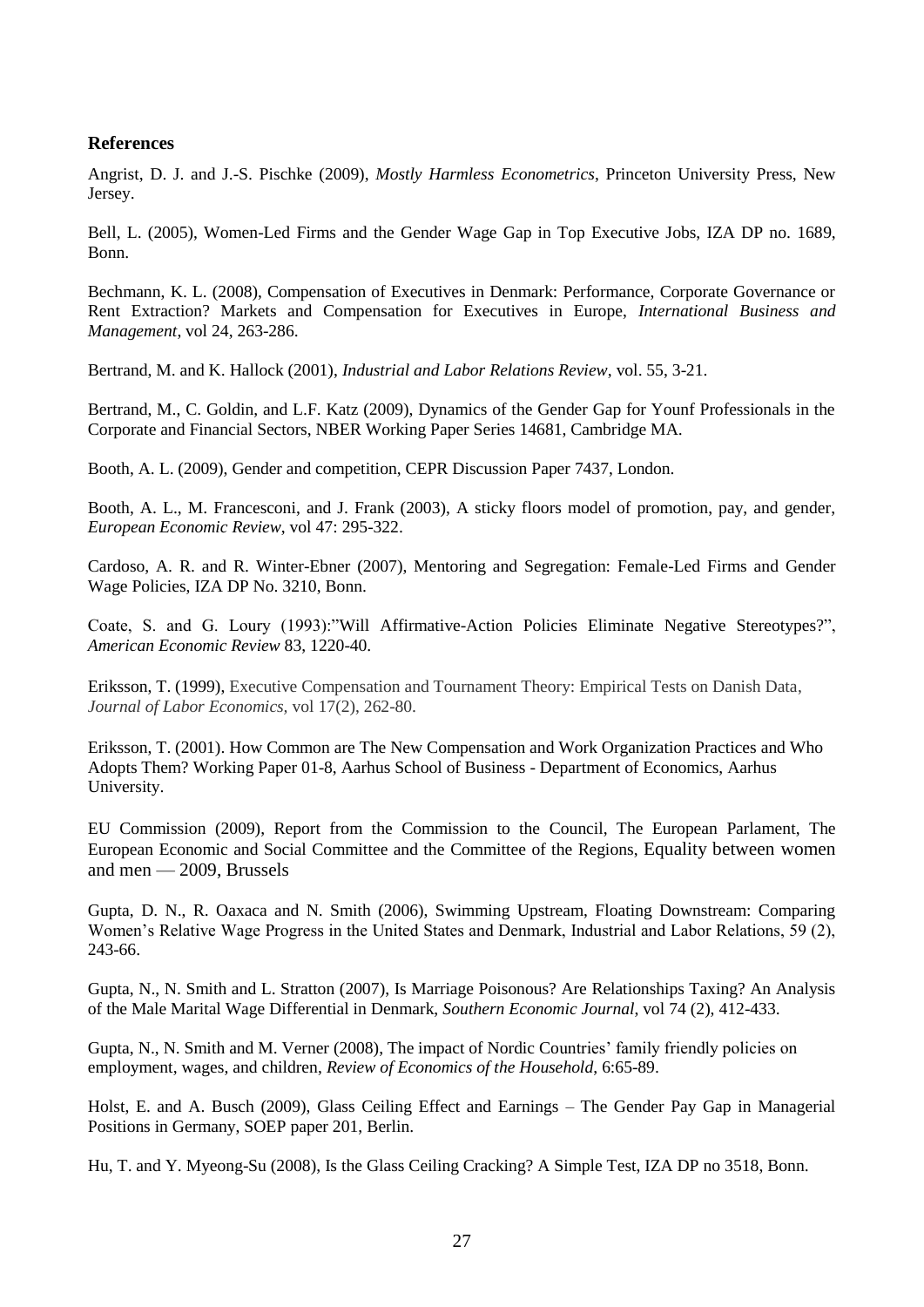## References

Angrist, D. J. and J.-S. Pischke (2009), *Mostly Harmless Econometrics*, Princeton University Press, New Jersey.

Bell, L. (2005), Women-Led Firms and the Gender Wage Gap in Top Executive Jobs, IZA DP no. 1689, Bonn.

Bechmann, K. L. (2008), Compensation of Executives in Denmark: Performance, Corporate Governance or Rent Extraction? Markets and Compensation for Executives in Europe, *International Business and Management*, vol 24, 263-286.

Bertrand, M. and K. Hallock (2001), *Industrial and Labor Relations Review*, vol. 55, 3-21.

Bertrand, M., C. Goldin, and L.F. Katz (2009), Dynamics of the Gender Gap for Younf Professionals in the Corporate and Financial Sectors, NBER Working Paper Series 14681, Cambridge MA.

Booth, A. L. (2009), Gender and competition, CEPR Discussion Paper 7437, London.

Booth, A. L., M. Francesconi, and J. Frank (2003), A sticky floors model of promotion, pay, and gender, *European Economic Review*, vol 47: 295-322.

Cardoso, A. R. and R. Winter-Ebner (2007), Mentoring and Segregation: Female-Led Firms and Gender Wage Policies, IZA DP No. 3210, Bonn.

Coate, S. and G. Loury (1993):"Will Affirmative-Action Policies Eliminate Negative Stereotypes?", *American Economic Review* 83, 1220-40.

Eriksson, T. (1999), Executive Compensation and Tournament Theory: Empirical Tests on Danish Data, *Journal of Labor Economics,* vol 17(2), 262-80.

Eriksson, T. (2001). How Common are The New Compensation and Work Organization Practices and Who Adopts Them? Working Paper 01-8, Aarhus School of Business - Department of Economics, Aarhus University.

EU Commission (2009), Report from the Commission to the Council, The European Parlament, The European Economic and Social Committee and the Committee of the Regions, Equality between women and men — 2009, Brussels

Gupta, D. N., R. Oaxaca and N. Smith (2006), Swimming Upstream, Floating Downstream: Comparing Women's Relative Wage Progress in the United States and Denmark, Industrial and Labor Relations, 59 (2), 243-66.

Gupta, N., N. Smith and L. Stratton (2007), Is Marriage Poisonous? Are Relationships Taxing? An Analysis of the Male Marital Wage Differential in Denmark, *Southern Economic Journal*, vol 74 (2), 412-433.

Gupta, N., N. Smith and M. Verner (2008), The impact of Nordic Countries' family friendly policies on employment, wages, and children, *Review of Economics of the Household*, 6:65-89.

Holst, E. and A. Busch (2009), Glass Ceiling Effect and Earnings – The Gender Pay Gap in Managerial Positions in Germany, SOEP paper 201, Berlin.

Hu, T. and Y. Myeong-Su (2008), Is the Glass Ceiling Cracking? A Simple Test, IZA DP no 3518, Bonn.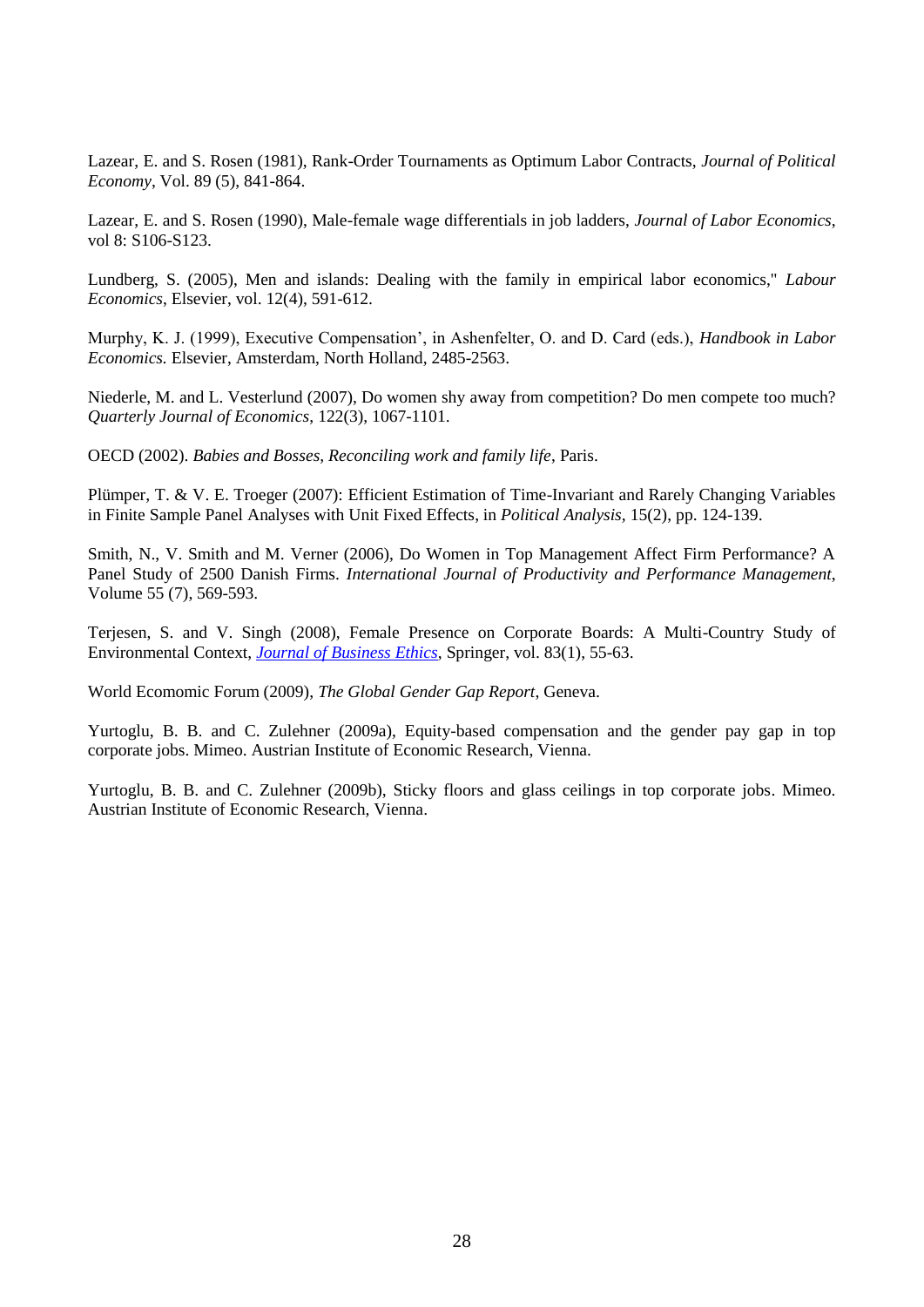Lazear, E. and S. Rosen (1981), Rank-Order Tournaments as Optimum Labor Contracts, *Journal of Political Economy*, Vol. 89 (5), 841-864.

Lazear, E. and S. Rosen (1990), Male-female wage differentials in job ladders, *Journal of Labor Economics*, vol 8: S106-S123.

Lundberg, S. (2005), Men and islands: Dealing with the family in empirical labor economics," *Labour Economics*, Elsevier, vol. 12(4), 591-612.

Murphy, K. J. (1999), Executive Compensation', in Ashenfelter, O. and D. Card (eds.), *Handbook in Labor Economics.* Elsevier, Amsterdam, North Holland, 2485-2563.

Niederle, M. and L. Vesterlund (2007), Do women shy away from competition? Do men compete too much? *Quarterly Journal of Economics*, 122(3), 1067-1101.

OECD (2002). *Babies and Bosses, Reconciling work and family life*, Paris.

Plümper, T. & V. E. Troeger (2007): Efficient Estimation of Time-Invariant and Rarely Changing Variables in Finite Sample Panel Analyses with Unit Fixed Effects, in *Political Analysis*, 15(2), pp. 124-139.

Smith, N., V. Smith and M. Verner (2006), Do Women in Top Management Affect Firm Performance? A Panel Study of 2500 Danish Firms. *International Journal of Productivity and Performance Management*, Volume 55 (7), 569-593.

Terjesen, S. and V. Singh (2008), Female Presence on Corporate Boards: A Multi-Country Study of Environmental Context, *Journal of Business Ethics*, Springer, vol. 83(1), 55-63.

World Ecomomic Forum (2009), *The Global Gender Gap Report*, Geneva.

Yurtoglu, B. B. and C. Zulehner (2009a), Equity-based compensation and the gender pay gap in top corporate jobs. Mimeo. Austrian Institute of Economic Research, Vienna.

Yurtoglu, B. B. and C. Zulehner (2009b), Sticky floors and glass ceilings in top corporate jobs. Mimeo. Austrian Institute of Economic Research, Vienna.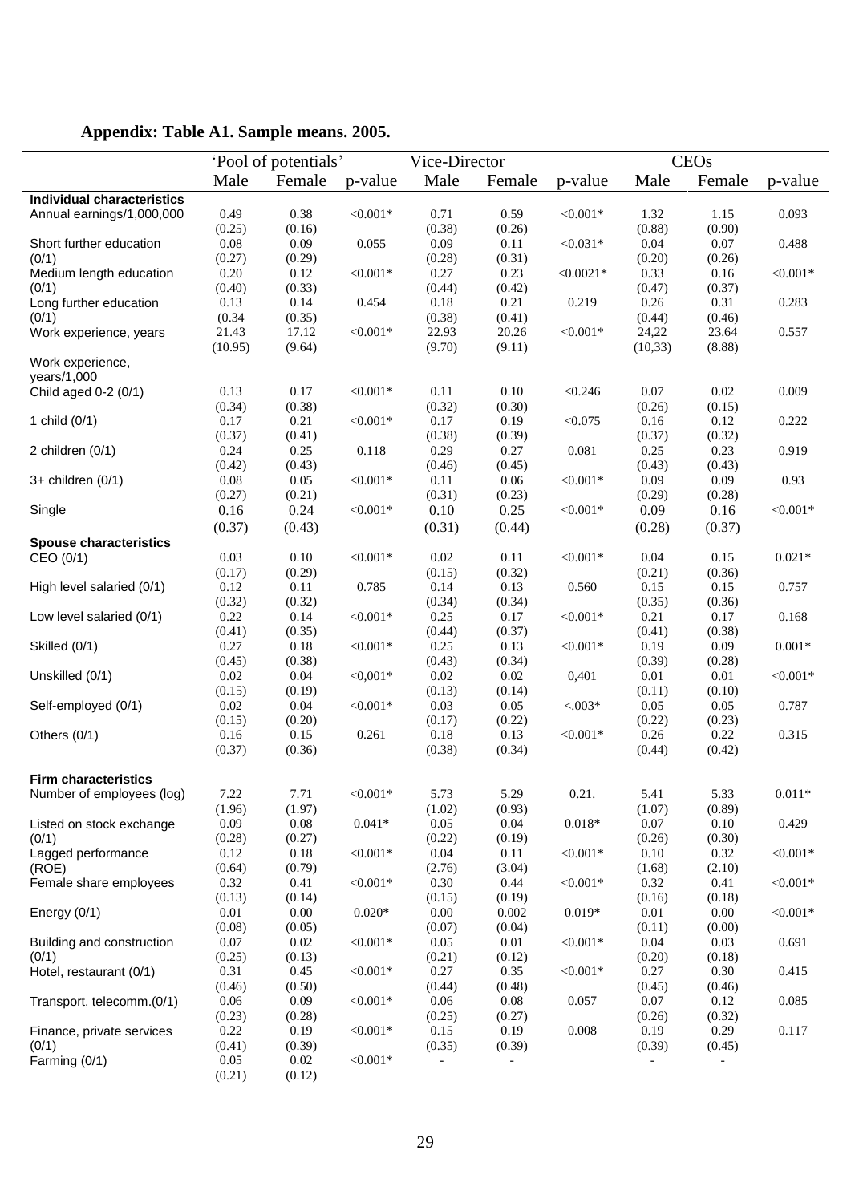## Appendix: Table A1. Sample means. 2005.

| | 'Pool of potentials' | | | Vice-Director | | | CEOs | | |
|---|---|---|---|---|---|---|---|---|---|
| | Male | Female | p-value | Male | Female | p-value | Male | Female | p-value |
| **Individual characteristics** | | | | | | | | | |
| Annual earnings/1,000,000 | 0.49 | 0.38 | <0.001* | 0.71 | 0.59 | <0.001* | 1.32 | 1.15 | 0.093 |
| | (0.25) | (0.16) | | (0.38) | (0.26) | | (0.88) | (0.90) | |
| Short further education (0/1) | 0.08 | 0.09 | 0.055 | 0.09 | 0.11 | <0.031* | 0.04 | 0.07 | 0.488 |
| | (0.27) | (0.29) | | (0.28) | (0.31) | | (0.20) | (0.26) | |
| Medium length education (0/1) | 0.20 | 0.12 | <0.001* | 0.27 | 0.23 | <0.0021* | 0.33 | 0.16 | <0.001* |
| | (0.40) | (0.33) | | (0.44) | (0.42) | | (0.47) | (0.37) | |
| Long further education (0/1) | 0.13 | 0.14 | 0.454 | 0.18 | 0.21 | 0.219 | 0.26 | 0.31 | 0.283 |
| | (0.34 | (0.35) | | (0.38) | (0.41) | | (0.44) | (0.46) | |
| Work experience, years | 21.43 | 17.12 | <0.001* | 22.93 | 20.26 | <0.001* | 24,22 | 23.64 | 0.557 |
| | (10.95) | (9.64) | | (9.70) | (9.11) | | (10,33) | (8.88) | |
| Work experience, years/1,000 | | | | | | | | | |
| Child aged 0-2 (0/1) | 0.13 | 0.17 | <0.001* | 0.11 | 0.10 | <0.246 | 0.07 | 0.02 | 0.009 |
| | (0.34) | (0.38) | | (0.32) | (0.30) | | (0.26) | (0.15) | |
| 1 child (0/1) | 0.17 | 0.21 | <0.001* | 0.17 | 0.19 | <0.075 | 0.16 | 0.12 | 0.222 |
| | (0.37) | (0.41) | | (0.38) | (0.39) | | (0.37) | (0.32) | |
| 2 children (0/1) | 0.24 | 0.25 | 0.118 | 0.29 | 0.27 | 0.081 | 0.25 | 0.23 | 0.919 |
| | (0.42) | (0.43) | | (0.46) | (0.45) | | (0.43) | (0.43) | |
| 3+ children (0/1) | 0.08 | 0.05 | <0.001* | 0.11 | 0.06 | <0.001* | 0.09 | 0.09 | 0.93 |
| | (0.27) | (0.21) | | (0.31) | (0.23) | | (0.29) | (0.28) | |
| Single | 0.16 | 0.24 | <0.001* | 0.10 | 0.25 | <0.001* | 0.09 | 0.16 | <0.001* |
| | (0.37) | (0.43) | | (0.31) | (0.44) | | (0.28) | (0.37) | |
| **Spouse characteristics** | | | | | | | | | |
| CEO (0/1) | 0.03 | 0.10 | <0.001* | 0.02 | 0.11 | <0.001* | 0.04 | 0.15 | 0.021* |
| | (0.17) | (0.29) | | (0.15) | (0.32) | | (0.21) | (0.36) | |
| High level salaried (0/1) | 0.12 | 0.11 | 0.785 | 0.14 | 0.13 | 0.560 | 0.15 | 0.15 | 0.757 |
| | (0.32) | (0.32) | | (0.34) | (0.34) | | (0.35) | (0.36) | |
| Low level salaried (0/1) | 0.22 | 0.14 | <0.001* | 0.25 | 0.17 | <0.001* | 0.21 | 0.17 | 0.168 |
| | (0.41) | (0.35) | | (0.44) | (0.37) | | (0.41) | (0.38) | |
| Skilled (0/1) | 0.27 | 0.18 | <0.001* | 0.25 | 0.13 | <0.001* | 0.19 | 0.09 | 0.001* |
| | (0.45) | (0.38) | | (0.43) | (0.34) | | (0.39) | (0.28) | |
| Unskilled (0/1) | 0.02 | 0.04 | <0,001* | 0.02 | 0.02 | 0,401 | 0.01 | 0.01 | <0.001* |
| | (0.15) | (0.19) | | (0.13) | (0.14) | | (0.11) | (0.10) | |
| Self-employed (0/1) | 0.02 | 0.04 | <0.001* | 0.03 | 0.05 | <.003* | 0.05 | 0.05 | 0.787 |
| | (0.15) | (0.20) | | (0.17) | (0.22) | | (0.22) | (0.23) | |
| Others (0/1) | 0.16 | 0.15 | 0.261 | 0.18 | 0.13 | <0.001* | 0.26 | 0.22 | 0.315 |
| | (0.37) | (0.36) | | (0.38) | (0.34) | | (0.44) | (0.42) | |
| **Firm characteristics** | | | | | | | | | |
| Number of employees (log) | 7.22 | 7.71 | <0.001* | 5.73 | 5.29 | 0.21. | 5.41 | 5.33 | 0.011* |
| | (1.96) | (1.97) | | (1.02) | (0.93) | | (1.07) | (0.89) | |
| Listed on stock exchange (0/1) | 0.09 | 0.08 | 0.041* | 0.05 | 0.04 | 0.018* | 0.07 | 0.10 | 0.429 |
| | (0.28) | (0.27) | | (0.22) | (0.19) | | (0.26) | (0.30) | |
| Lagged performance (ROE) | 0.12 | 0.18 | <0.001* | 0.04 | 0.11 | <0.001* | 0.10 | 0.32 | <0.001* |
| | (0.64) | (0.79) | | (2.76) | (3.04) | | (1.68) | (2.10) | |
| Female share employees | 0.32 | 0.41 | <0.001* | 0.30 | 0.44 | <0.001* | 0.32 | 0.41 | <0.001* |
| | (0.13) | (0.14) | | (0.15) | (0.19) | | (0.16) | (0.18) | |
| Energy (0/1) | 0.01 | 0.00 | 0.020* | 0.00 | 0.002 | 0.019* | 0.01 | 0.00 | <0.001* |
| | (0.08) | (0.05) | | (0.07) | (0.04) | | (0.11) | (0.00) | |
| Building and construction (0/1) | 0.07 | 0.02 | <0.001* | 0.05 | 0.01 | <0.001* | 0.04 | 0.03 | 0.691 |
| | (0.25) | (0.13) | | (0.21) | (0.12) | | (0.20) | (0.18) | |
| Hotel, restaurant (0/1) | 0.31 | 0.45 | <0.001* | 0.27 | 0.35 | <0.001* | 0.27 | 0.30 | 0.415 |
| | (0.46) | (0.50) | | (0.44) | (0.48) | | (0.45) | (0.46) | |
| Transport, telecomm.(0/1) | 0.06 | 0.09 | <0.001* | 0.06 | 0.08 | 0.057 | 0.07 | 0.12 | 0.085 |
| | (0.23) | (0.28) | | (0.25) | (0.27) | | (0.26) | (0.32) | |
| Finance, private services (0/1) | 0.22 | 0.19 | <0.001* | 0.15 | 0.19 | 0.008 | 0.19 | 0.29 | 0.117 |
| | (0.41) | (0.39) | | (0.35) | (0.39) | | (0.39) | (0.45) | |
| Farming (0/1) | 0.05 | 0.02 | <0.001* | - | - | | - | - | |
| | (0.21) | (0.12) | | | | | | | |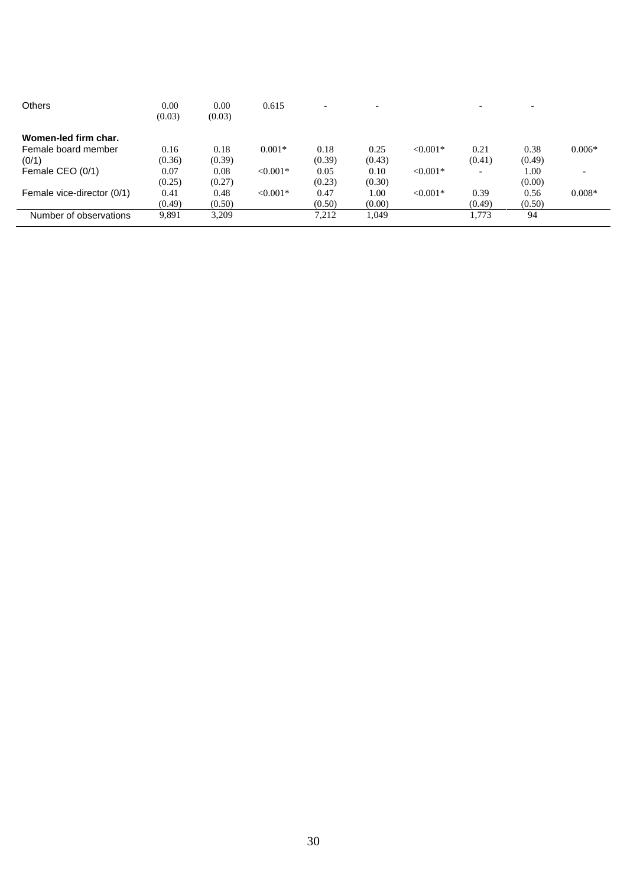| | | | | | | | | | |
|---|---|---|---|---|---|---|---|---|---|
| Others | 0.00<br>(0.03) | 0.00<br>(0.03) | 0.615 | - | - | | - | - | |
| **Women-led firm char.** | | | | | | | | | |
| Female board member (0/1) | 0.16<br>(0.36) | 0.18<br>(0.39) | 0.001* | 0.18<br>(0.39) | 0.25<br>(0.43) | <0.001* | 0.21<br>(0.41) | 0.38<br>(0.49) | 0.006* |
| Female CEO (0/1) | 0.07<br>(0.25) | 0.08<br>(0.27) | <0.001* | 0.05<br>(0.23) | 0.10<br>(0.30) | <0.001* | - | 1.00<br>(0.00) | - |
| Female vice-director (0/1) | 0.41<br>(0.49) | 0.48<br>(0.50) | <0.001* | 0.47<br>(0.50) | 1.00<br>(0.00) | <0.001* | 0.39<br>(0.49) | 0.56<br>(0.50) | 0.008* |
| Number of observations | 9,891 | 3,209 | | 7,212 | 1,049 | | 1,773 | 94 | |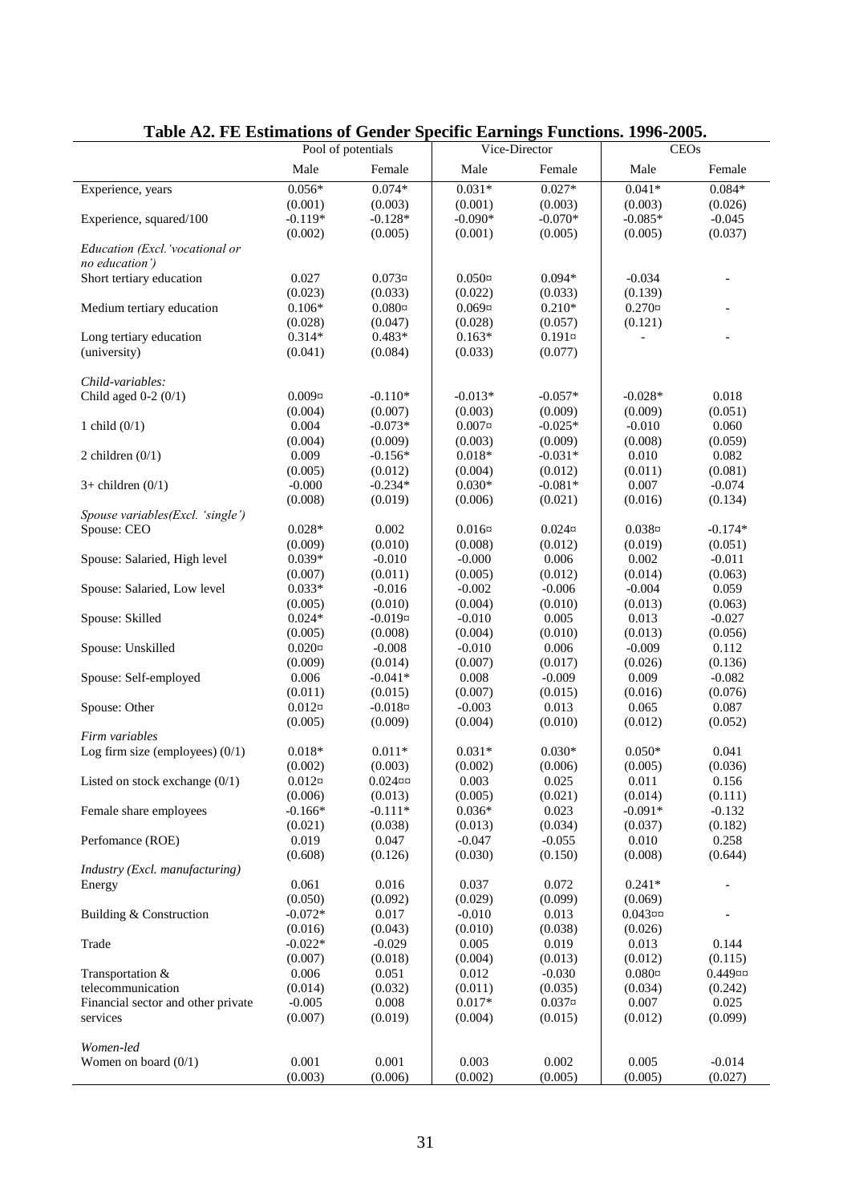## Table A2. FE Estimations of Gender Specific Earnings Functions. 1996-2005.

| | Pool of potentials | | Vice-Director | | CEOs | |
|---|---|---|---|---|---|---|
| | Male | Female | Male | Female | Male | Female |
| Experience, years | 0.056* | 0.074* | 0.031* | 0.027* | 0.041* | 0.084* |
| | (0.001) | (0.003) | (0.001) | (0.003) | (0.003) | (0.026) |
| Experience, squared/100 | -0.119* | -0.128* | -0.090* | -0.070* | -0.085* | -0.045 |
| | (0.002) | (0.005) | (0.001) | (0.005) | (0.005) | (0.037) |
| *Education (Excl.'vocational or no education')* | | | | | | |
| Short tertiary education | 0.027 | 0.073¤ | 0.050¤ | 0.094* | -0.034 | - |
| | (0.023) | (0.033) | (0.022) | (0.033) | (0.139) | |
| Medium tertiary education | 0.106* | 0.080¤ | 0.069¤ | 0.210* | 0.270¤ | - |
| | (0.028) | (0.047) | (0.028) | (0.057) | (0.121) | |
| Long tertiary education (university) | 0.314* | 0.483* | 0.163* | 0.191¤ | - | - |
| | (0.041) | (0.084) | (0.033) | (0.077) | | |
| *Child-variables:* | | | | | | |
| Child aged 0-2 (0/1) | 0.009¤ | -0.110* | -0.013* | -0.057* | -0.028* | 0.018 |
| | (0.004) | (0.007) | (0.003) | (0.009) | (0.009) | (0.051) |
| 1 child (0/1) | 0.004 | -0.073* | 0.007¤ | -0.025* | -0.010 | 0.060 |
| | (0.004) | (0.009) | (0.003) | (0.009) | (0.008) | (0.059) |
| 2 children (0/1) | 0.009 | -0.156* | 0.018* | -0.031* | 0.010 | 0.082 |
| | (0.005) | (0.012) | (0.004) | (0.012) | (0.011) | (0.081) |
| 3+ children (0/1) | -0.000 | -0.234* | 0.030* | -0.081* | 0.007 | -0.074 |
| | (0.008) | (0.019) | (0.006) | (0.021) | (0.016) | (0.134) |
| *Spouse variables(Excl. 'single')* | | | | | | |
| Spouse: CEO | 0.028* | 0.002 | 0.016¤ | 0.024¤ | 0.038¤ | -0.174* |
| | (0.009) | (0.010) | (0.008) | (0.012) | (0.019) | (0.051) |
| Spouse: Salaried, High level | 0.039* | -0.010 | -0.000 | 0.006 | 0.002 | -0.011 |
| | (0.007) | (0.011) | (0.005) | (0.012) | (0.014) | (0.063) |
| Spouse: Salaried, Low level | 0.033* | -0.016 | -0.002 | -0.006 | -0.004 | 0.059 |
| | (0.005) | (0.010) | (0.004) | (0.010) | (0.013) | (0.063) |
| Spouse: Skilled | 0.024* | -0.019¤ | -0.010 | 0.005 | 0.013 | -0.027 |
| | (0.005) | (0.008) | (0.004) | (0.010) | (0.013) | (0.056) |
| Spouse: Unskilled | 0.020¤ | -0.008 | -0.010 | 0.006 | -0.009 | 0.112 |
| | (0.009) | (0.014) | (0.007) | (0.017) | (0.026) | (0.136) |
| Spouse: Self-employed | 0.006 | -0.041* | 0.008 | -0.009 | 0.009 | -0.082 |
| | (0.011) | (0.015) | (0.007) | (0.015) | (0.016) | (0.076) |
| Spouse: Other | 0.012¤ | -0.018¤ | -0.003 | 0.013 | 0.065 | 0.087 |
| | (0.005) | (0.009) | (0.004) | (0.010) | (0.012) | (0.052) |
| *Firm variables* | | | | | | |
| Log firm size (employees) (0/1) | 0.018* | 0.011* | 0.031* | 0.030* | 0.050* | 0.041 |
| | (0.002) | (0.003) | (0.002) | (0.006) | (0.005) | (0.036) |
| Listed on stock exchange (0/1) | 0.012¤ | 0.024¤¤ | 0.003 | 0.025 | 0.011 | 0.156 |
| | (0.006) | (0.013) | (0.005) | (0.021) | (0.014) | (0.111) |
| Female share employees | -0.166* | -0.111* | 0.036* | 0.023 | -0.091* | -0.132 |
| | (0.021) | (0.038) | (0.013) | (0.034) | (0.037) | (0.182) |
| Perfomance (ROE) | 0.019 | 0.047 | -0.047 | -0.055 | 0.010 | 0.258 |
| | (0.608) | (0.126) | (0.030) | (0.150) | (0.008) | (0.644) |
| *Industry (Excl. manufacturing)* | | | | | | |
| Energy | 0.061 | 0.016 | 0.037 | 0.072 | 0.241* | - |
| | (0.050) | (0.092) | (0.029) | (0.099) | (0.069) | |
| Building & Construction | -0.072* | 0.017 | -0.010 | 0.013 | 0.043¤¤ | - |
| | (0.016) | (0.043) | (0.010) | (0.038) | (0.026) | |
| Trade | -0.022* | -0.029 | 0.005 | 0.019 | 0.013 | 0.144 |
| | (0.007) | (0.018) | (0.004) | (0.013) | (0.012) | (0.115) |
| Transportation & telecommunication | 0.006 | 0.051 | 0.012 | -0.030 | 0.080¤ | 0.449¤¤ |
| | (0.014) | (0.032) | (0.011) | (0.035) | (0.034) | (0.242) |
| Financial sector and other private services | -0.005 | 0.008 | 0.017* | 0.037¤ | 0.007 | 0.025 |
| | (0.007) | (0.019) | (0.004) | (0.015) | (0.012) | (0.099) |
| *Women-led* | | | | | | |
| Women on board (0/1) | 0.001 | 0.001 | 0.003 | 0.002 | 0.005 | -0.014 |
| | (0.003) | (0.006) | (0.002) | (0.005) | (0.005) | (0.027) |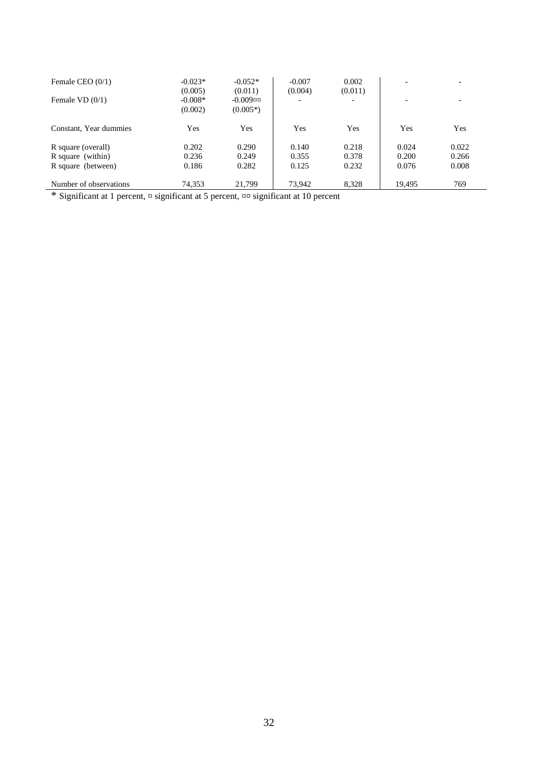| | | | | | | |
|---|---|---|---|---|---|---|
| Female CEO (0/1) | -0.023* | -0.052* | -0.007 | 0.002 | - | - |
| | (0.005) | (0.011) | (0.004) | (0.011) | | |
| Female VD (0/1) | -0.008* | -0.009¤¤ | - | - | - | - |
| | (0.002) | (0.005*) | | | | |
| Constant, Year dummies | Yes | Yes | Yes | Yes | Yes | Yes |
| R square (overall) | 0.202 | 0.290 | 0.140 | 0.218 | 0.024 | 0.022 |
| R square (within) | 0.236 | 0.249 | 0.355 | 0.378 | 0.200 | 0.266 |
| R square (between) | 0.186 | 0.282 | 0.125 | 0.232 | 0.076 | 0.008 |
| Number of observations | 74,353 | 21,799 | 73,942 | 8,328 | 19,495 | 769 |

* Significant at 1 percent, ¤ significant at 5 percent, ¤¤ significant at 10 percent